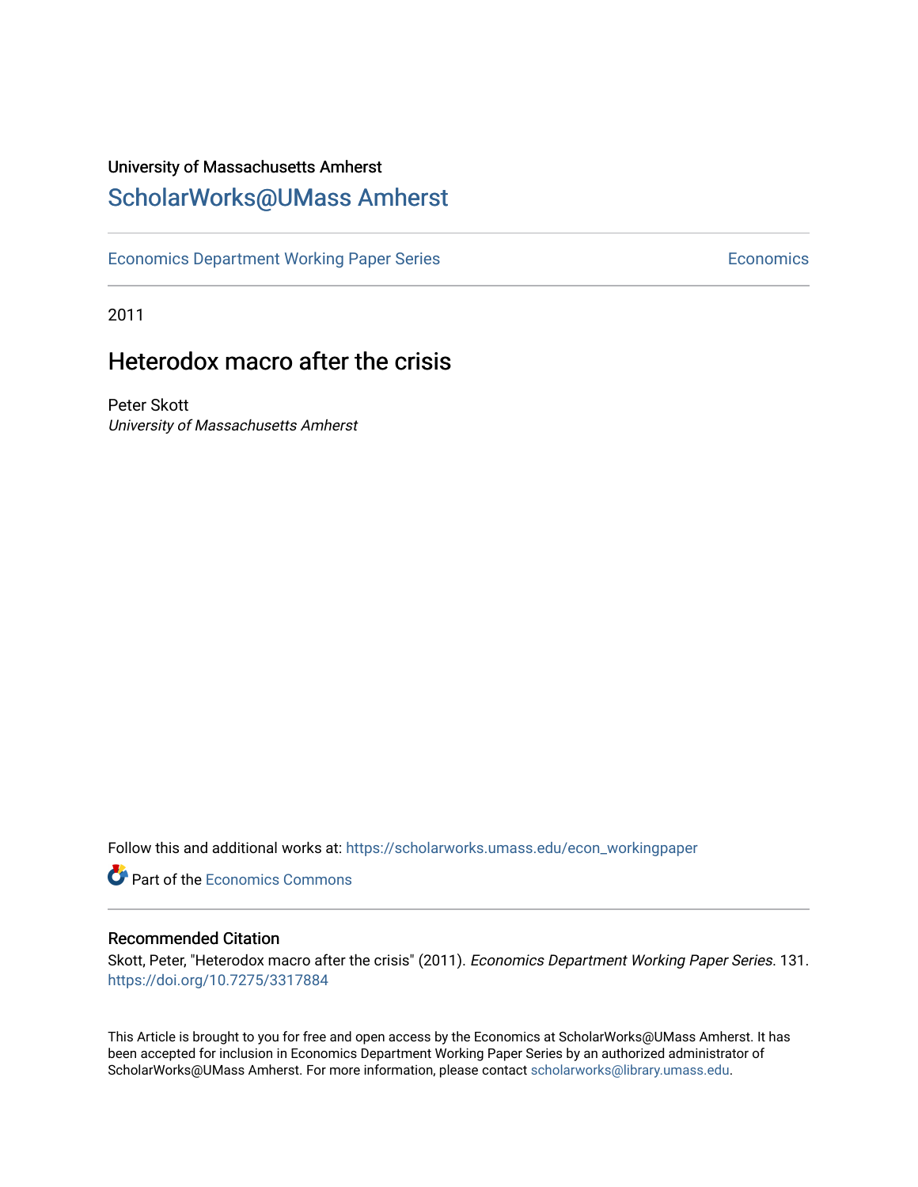University of Massachusetts Amherst

# ScholarWorks@UMass Amherst

Economics Department Working Paper Series — Economics

2011

## Heterodox macro after the crisis

Peter Skott
*University of Massachusetts Amherst*

Follow this and additional works at: https://scholarworks.umass.edu/econ_workingpaper

Part of the Economics Commons

### Recommended Citation

Skott, Peter, "Heterodox macro after the crisis" (2011). *Economics Department Working Paper Series*. 131.
https://doi.org/10.7275/3317884

This Article is brought to you for free and open access by the Economics at ScholarWorks@UMass Amherst. It has been accepted for inclusion in Economics Department Working Paper Series by an authorized administrator of ScholarWorks@UMass Amherst. For more information, please contact scholarworks@library.umass.edu.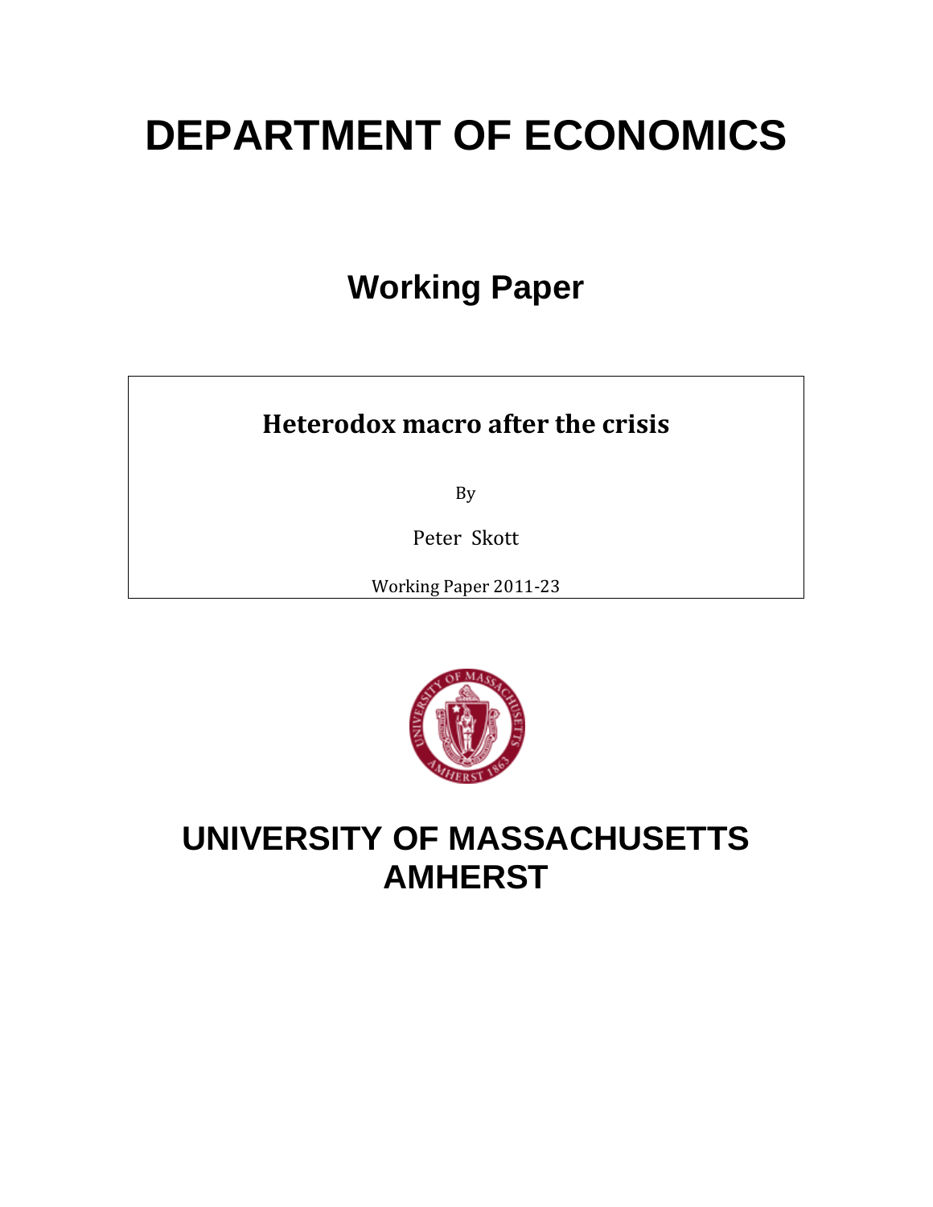# DEPARTMENT OF ECONOMICS

## Working Paper

**Heterodox macro after the crisis**

By

Peter Skott

Working Paper 2011-23

# UNIVERSITY OF MASSACHUSETTS AMHERST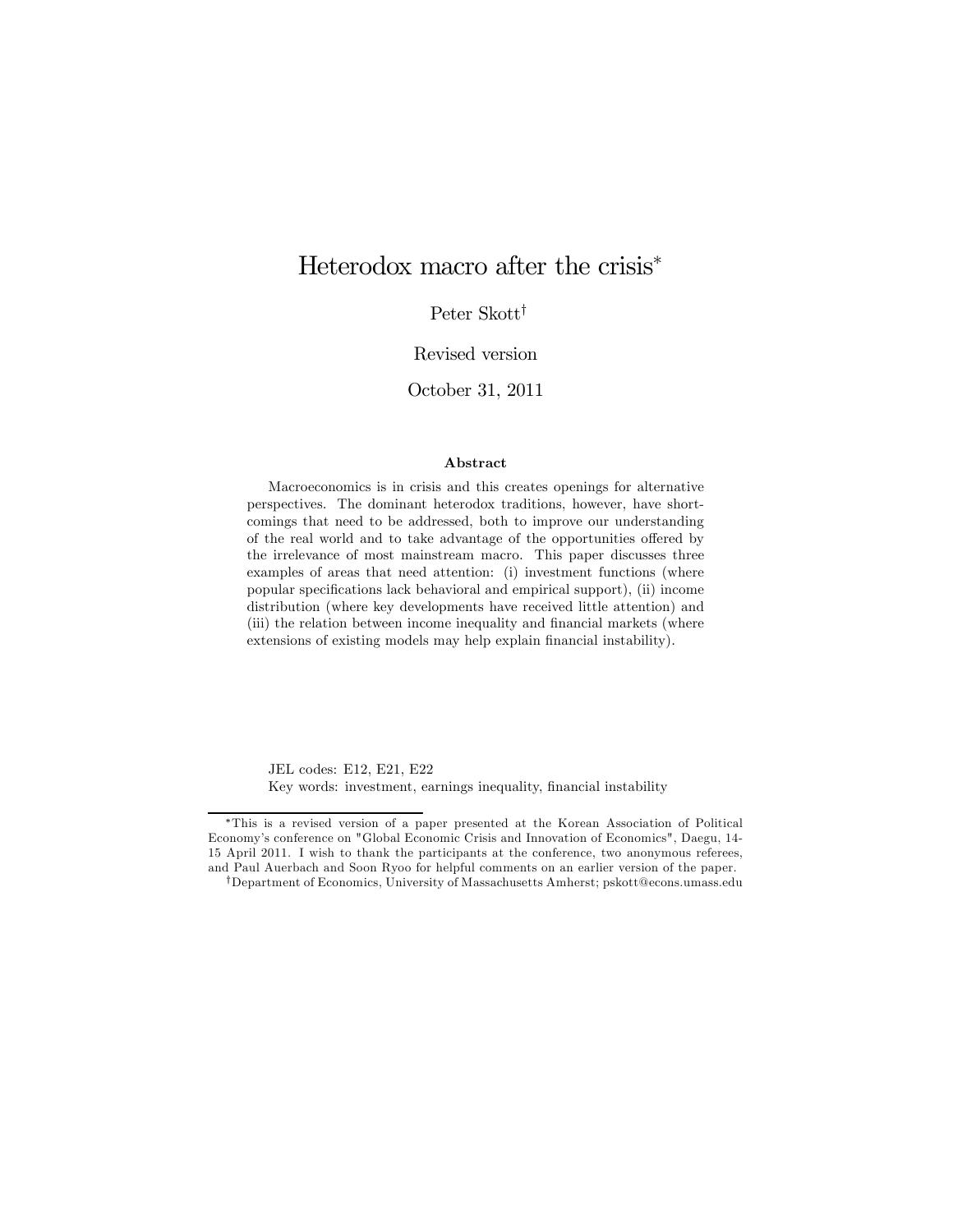# Heterodox macro after the crisis*

Peter Skott†

Revised version

October 31, 2011

### Abstract

Macroeconomics is in crisis and this creates openings for alternative perspectives. The dominant heterodox traditions, however, have shortcomings that need to be addressed, both to improve our understanding of the real world and to take advantage of the opportunities offered by the irrelevance of most mainstream macro. This paper discusses three examples of areas that need attention: (i) investment functions (where popular specifications lack behavioral and empirical support), (ii) income distribution (where key developments have received little attention) and (iii) the relation between income inequality and financial markets (where extensions of existing models may help explain financial instability).

JEL codes: E12, E21, E22

Key words: investment, earnings inequality, financial instability

---

*This is a revised version of a paper presented at the Korean Association of Political Economy's conference on "Global Economic Crisis and Innovation of Economics", Daegu, 14-15 April 2011. I wish to thank the participants at the conference, two anonymous referees, and Paul Auerbach and Soon Ryoo for helpful comments on an earlier version of the paper.

†Department of Economics, University of Massachusetts Amherst; pskott@econs.umass.edu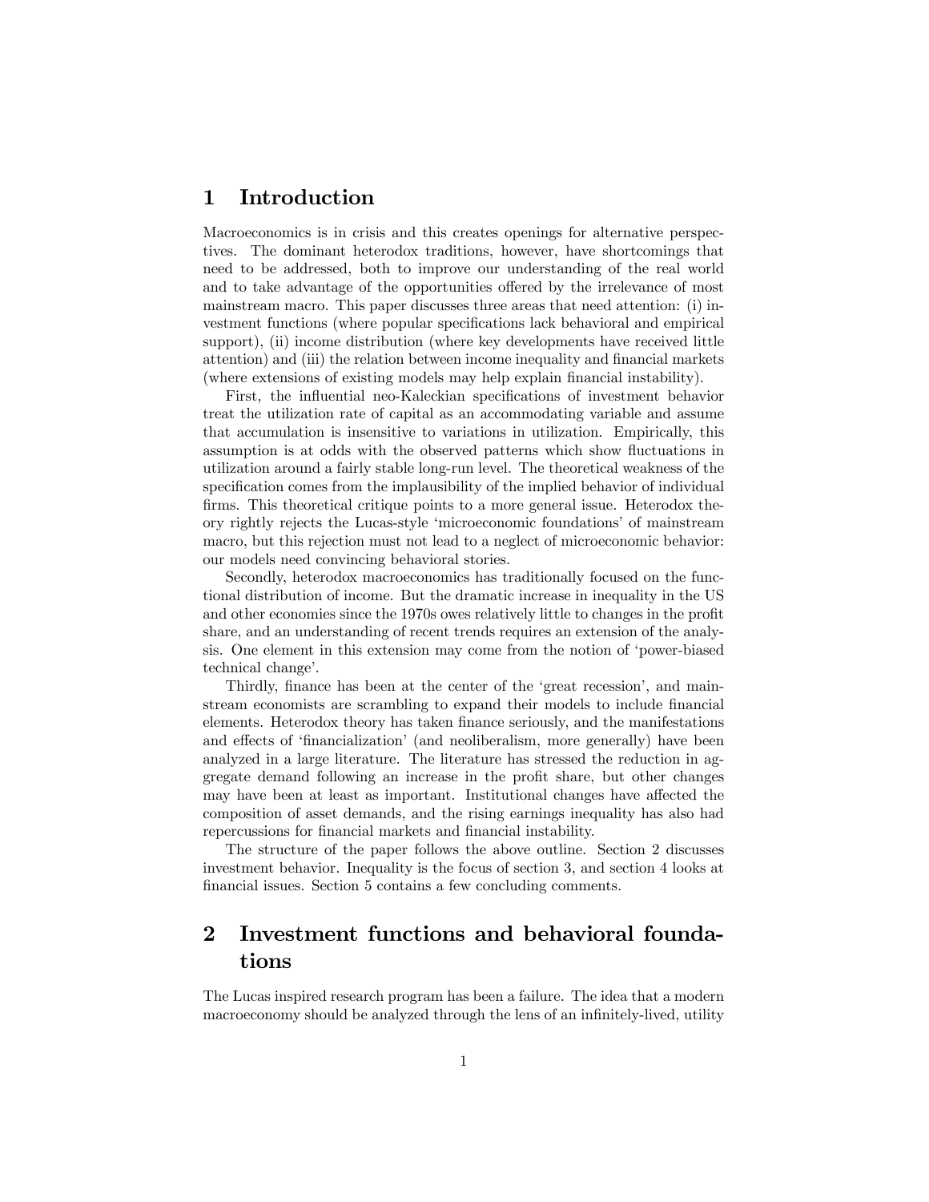# 1 Introduction

Macroeconomics is in crisis and this creates openings for alternative perspectives. The dominant heterodox traditions, however, have shortcomings that need to be addressed, both to improve our understanding of the real world and to take advantage of the opportunities offered by the irrelevance of most mainstream macro. This paper discusses three areas that need attention: (i) investment functions (where popular specifications lack behavioral and empirical support), (ii) income distribution (where key developments have received little attention) and (iii) the relation between income inequality and financial markets (where extensions of existing models may help explain financial instability).

First, the influential neo-Kaleckian specifications of investment behavior treat the utilization rate of capital as an accommodating variable and assume that accumulation is insensitive to variations in utilization. Empirically, this assumption is at odds with the observed patterns which show fluctuations in utilization around a fairly stable long-run level. The theoretical weakness of the specification comes from the implausibility of the implied behavior of individual firms. This theoretical critique points to a more general issue. Heterodox theory rightly rejects the Lucas-style 'microeconomic foundations' of mainstream macro, but this rejection must not lead to a neglect of microeconomic behavior: our models need convincing behavioral stories.

Secondly, heterodox macroeconomics has traditionally focused on the functional distribution of income. But the dramatic increase in inequality in the US and other economies since the 1970s owes relatively little to changes in the profit share, and an understanding of recent trends requires an extension of the analysis. One element in this extension may come from the notion of 'power-biased technical change'.

Thirdly, finance has been at the center of the 'great recession', and mainstream economists are scrambling to expand their models to include financial elements. Heterodox theory has taken finance seriously, and the manifestations and effects of 'financialization' (and neoliberalism, more generally) have been analyzed in a large literature. The literature has stressed the reduction in aggregate demand following an increase in the profit share, but other changes may have been at least as important. Institutional changes have affected the composition of asset demands, and the rising earnings inequality has also had repercussions for financial markets and financial instability.

The structure of the paper follows the above outline. Section 2 discusses investment behavior. Inequality is the focus of section 3, and section 4 looks at financial issues. Section 5 contains a few concluding comments.

# 2 Investment functions and behavioral foundations

The Lucas inspired research program has been a failure. The idea that a modern macroeconomy should be analyzed through the lens of an infinitely-lived, utility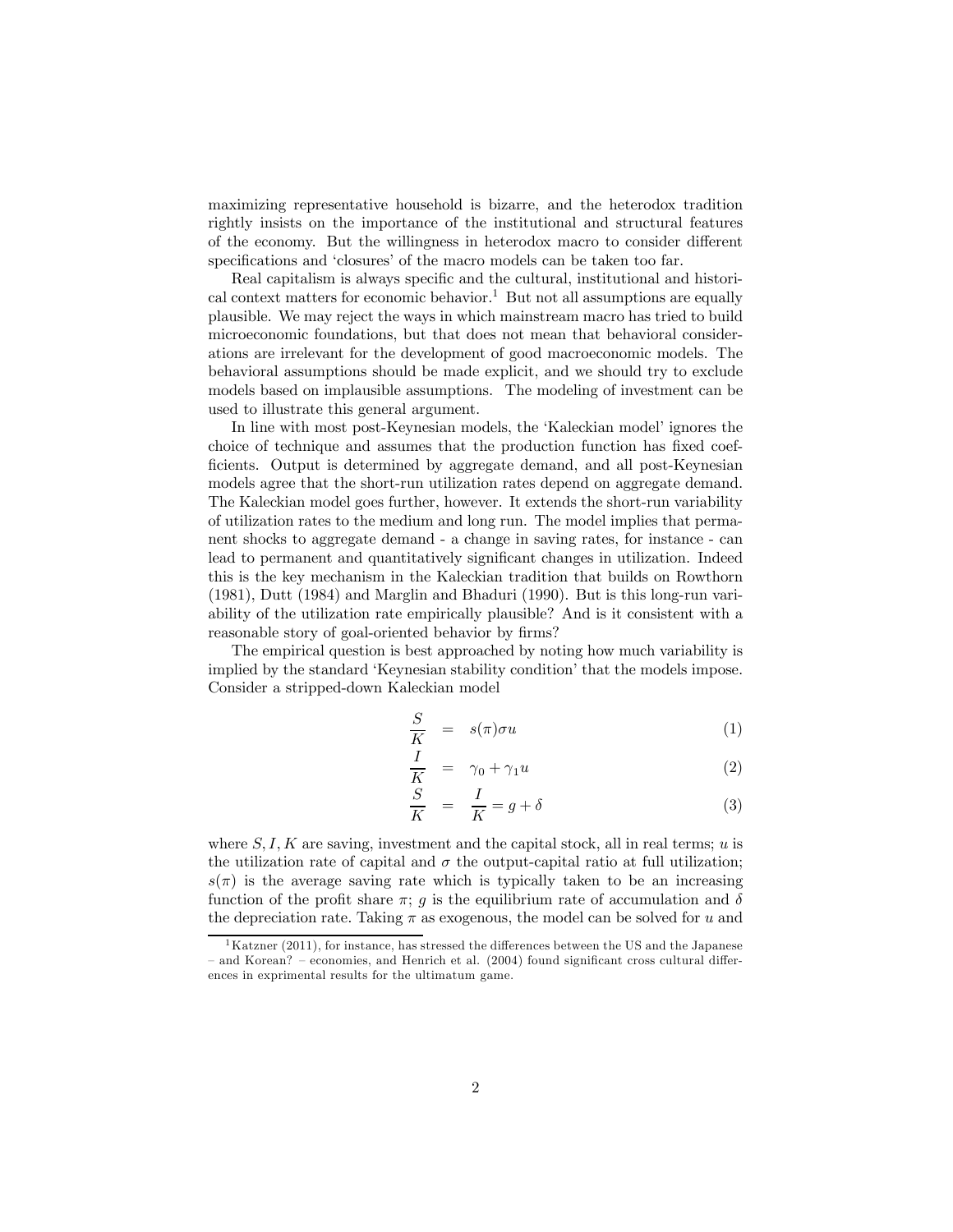maximizing representative household is bizarre, and the heterodox tradition rightly insists on the importance of the institutional and structural features of the economy. But the willingness in heterodox macro to consider different specifications and 'closures' of the macro models can be taken too far.

Real capitalism is always specific and the cultural, institutional and historical context matters for economic behavior.[1] But not all assumptions are equally plausible. We may reject the ways in which mainstream macro has tried to build microeconomic foundations, but that does not mean that behavioral considerations are irrelevant for the development of good macroeconomic models. The behavioral assumptions should be made explicit, and we should try to exclude models based on implausible assumptions. The modeling of investment can be used to illustrate this general argument.

In line with most post-Keynesian models, the 'Kaleckian model' ignores the choice of technique and assumes that the production function has fixed coefficients. Output is determined by aggregate demand, and all post-Keynesian models agree that the short-run utilization rates depend on aggregate demand. The Kaleckian model goes further, however. It extends the short-run variability of utilization rates to the medium and long run. The model implies that permanent shocks to aggregate demand - a change in saving rates, for instance - can lead to permanent and quantitatively significant changes in utilization. Indeed this is the key mechanism in the Kaleckian tradition that builds on Rowthorn (1981), Dutt (1984) and Marglin and Bhaduri (1990). But is this long-run variability of the utilization rate empirically plausible? And is it consistent with a reasonable story of goal-oriented behavior by firms?

The empirical question is best approached by noting how much variability is implied by the standard 'Keynesian stability condition' that the models impose. Consider a stripped-down Kaleckian model

$$\frac{S}{K} = s(\pi)\sigma u \tag{1}$$

$$\frac{I}{K} = \gamma_0 + \gamma_1 u \tag{2}$$

$$\frac{S}{K} = \frac{I}{K} = g + \delta \tag{3}$$

where $S, I, K$ are saving, investment and the capital stock, all in real terms; $u$ is the utilization rate of capital and $\sigma$ the output-capital ratio at full utilization; $s(\pi)$ is the average saving rate which is typically taken to be an increasing function of the profit share $\pi$; $g$ is the equilibrium rate of accumulation and $\delta$ the depreciation rate. Taking $\pi$ as exogenous, the model can be solved for $u$ and

[1] Katzner (2011), for instance, has stressed the differences between the US and the Japanese – and Korean? – economies, and Henrich et al. (2004) found significant cross cultural differences in exprimental results for the ultimatum game.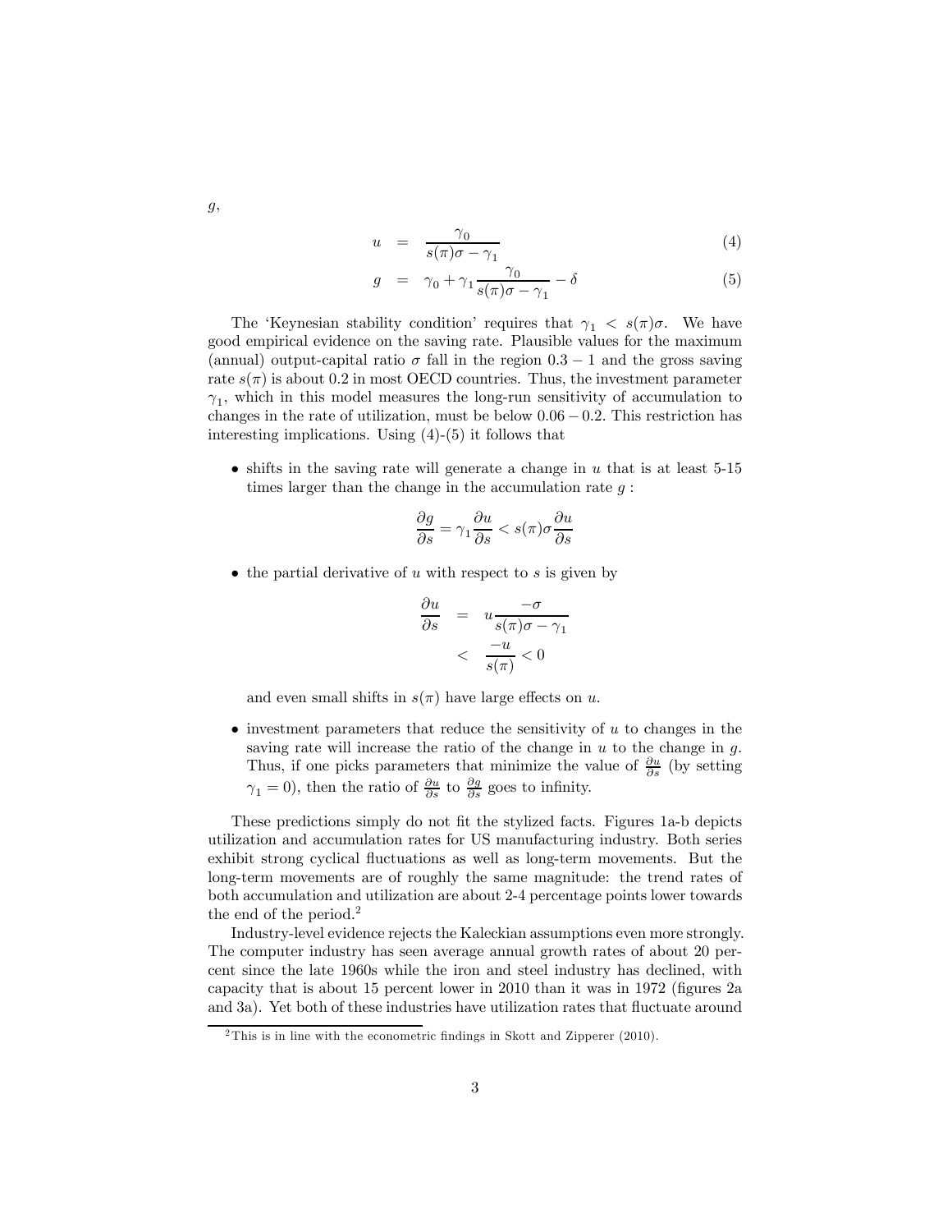$g$,

$$u = \frac{\gamma_0}{s(\pi)\sigma - \gamma_1} \quad (4)$$

$$g = \gamma_0 + \gamma_1 \frac{\gamma_0}{s(\pi)\sigma - \gamma_1} - \delta \quad (5)$$

The 'Keynesian stability condition' requires that $\gamma_1 < s(\pi)\sigma$. We have good empirical evidence on the saving rate. Plausible values for the maximum (annual) output-capital ratio $\sigma$ fall in the region $0.3 - 1$ and the gross saving rate $s(\pi)$ is about 0.2 in most OECD countries. Thus, the investment parameter $\gamma_1$, which in this model measures the long-run sensitivity of accumulation to changes in the rate of utilization, must be below $0.06 - 0.2$. This restriction has interesting implications. Using (4)-(5) it follows that

- shifts in the saving rate will generate a change in $u$ that is at least 5-15 times larger than the change in the accumulation rate $g$ :

$$\frac{\partial g}{\partial s} = \gamma_1 \frac{\partial u}{\partial s} < s(\pi)\sigma \frac{\partial u}{\partial s}$$

- the partial derivative of $u$ with respect to $s$ is given by

$$\begin{aligned} \frac{\partial u}{\partial s} &= u \frac{-\sigma}{s(\pi)\sigma - \gamma_1} \\ &< \frac{-u}{s(\pi)} < 0 \end{aligned}$$

  and even small shifts in $s(\pi)$ have large effects on $u$.

- investment parameters that reduce the sensitivity of $u$ to changes in the saving rate will increase the ratio of the change in $u$ to the change in $g$. Thus, if one picks parameters that minimize the value of $\frac{\partial u}{\partial s}$ (by setting $\gamma_1 = 0$), then the ratio of $\frac{\partial u}{\partial s}$ to $\frac{\partial g}{\partial s}$ goes to infinity.

These predictions simply do not fit the stylized facts. Figures 1a-b depicts utilization and accumulation rates for US manufacturing industry. Both series exhibit strong cyclical fluctuations as well as long-term movements. But the long-term movements are of roughly the same magnitude: the trend rates of both accumulation and utilization are about 2-4 percentage points lower towards the end of the period.[2]

Industry-level evidence rejects the Kaleckian assumptions even more strongly. The computer industry has seen average annual growth rates of about 20 percent since the late 1960s while the iron and steel industry has declined, with capacity that is about 15 percent lower in 2010 than it was in 1972 (figures 2a and 3a). Yet both of these industries have utilization rates that fluctuate around

[2] This is in line with the econometric findings in Skott and Zipperer (2010).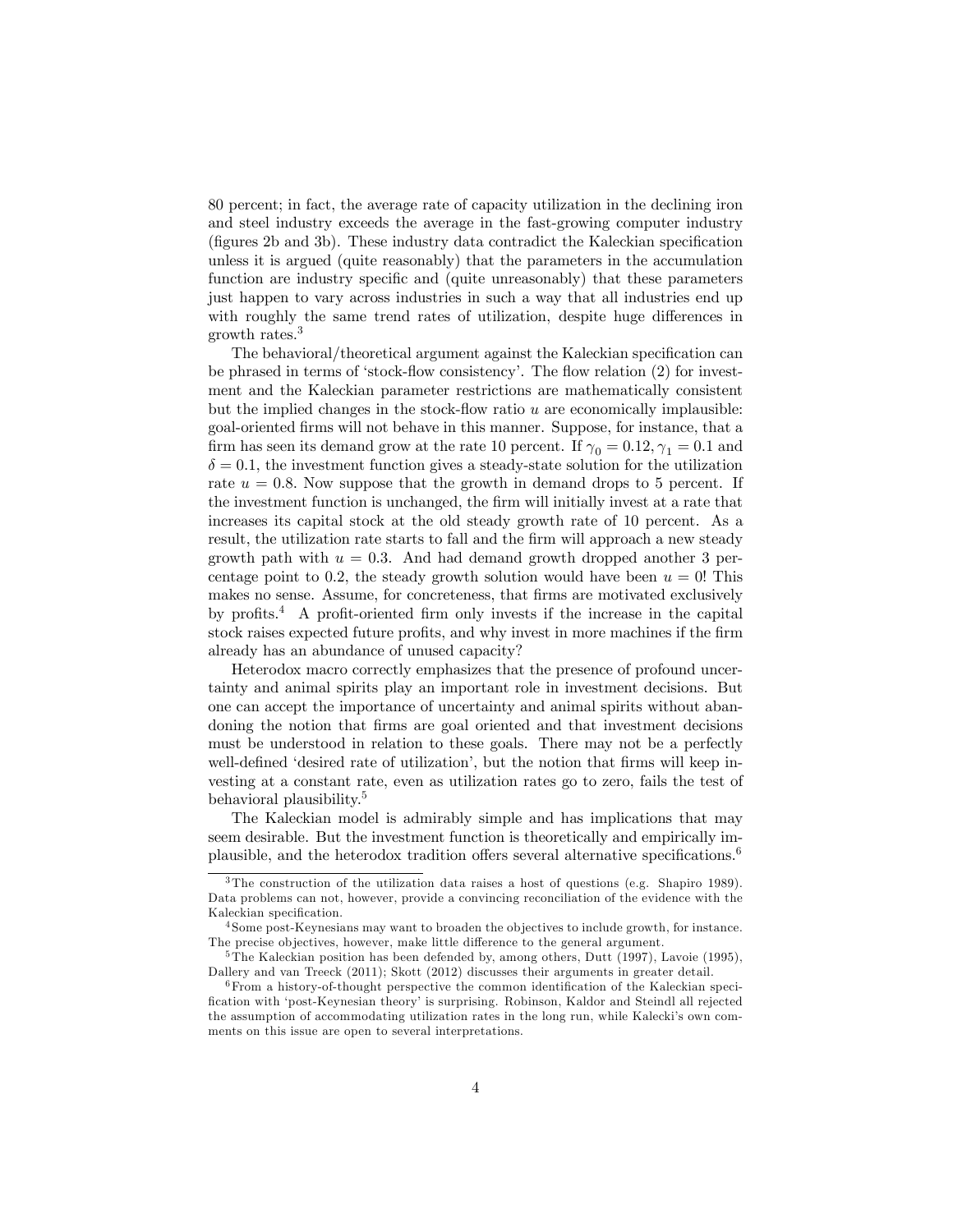80 percent; in fact, the average rate of capacity utilization in the declining iron and steel industry exceeds the average in the fast-growing computer industry (figures 2b and 3b). These industry data contradict the Kaleckian specification unless it is argued (quite reasonably) that the parameters in the accumulation function are industry specific and (quite unreasonably) that these parameters just happen to vary across industries in such a way that all industries end up with roughly the same trend rates of utilization, despite huge differences in growth rates.[3]

The behavioral/theoretical argument against the Kaleckian specification can be phrased in terms of 'stock-flow consistency'. The flow relation (2) for investment and the Kaleckian parameter restrictions are mathematically consistent but the implied changes in the stock-flow ratio $u$ are economically implausible: goal-oriented firms will not behave in this manner. Suppose, for instance, that a firm has seen its demand grow at the rate 10 percent. If $\gamma_0 = 0.12, \gamma_1 = 0.1$ and $\delta = 0.1$, the investment function gives a steady-state solution for the utilization rate $u = 0.8$. Now suppose that the growth in demand drops to 5 percent. If the investment function is unchanged, the firm will initially invest at a rate that increases its capital stock at the old steady growth rate of 10 percent. As a result, the utilization rate starts to fall and the firm will approach a new steady growth path with $u = 0.3$. And had demand growth dropped another 3 percentage point to 0.2, the steady growth solution would have been $u = 0$! This makes no sense. Assume, for concreteness, that firms are motivated exclusively by profits.[4] A profit-oriented firm only invests if the increase in the capital stock raises expected future profits, and why invest in more machines if the firm already has an abundance of unused capacity?

Heterodox macro correctly emphasizes that the presence of profound uncertainty and animal spirits play an important role in investment decisions. But one can accept the importance of uncertainty and animal spirits without abandoning the notion that firms are goal oriented and that investment decisions must be understood in relation to these goals. There may not be a perfectly well-defined 'desired rate of utilization', but the notion that firms will keep investing at a constant rate, even as utilization rates go to zero, fails the test of behavioral plausibility.[5]

The Kaleckian model is admirably simple and has implications that may seem desirable. But the investment function is theoretically and empirically implausible, and the heterodox tradition offers several alternative specifications.[6]

---

[3] The construction of the utilization data raises a host of questions (e.g. Shapiro 1989). Data problems can not, however, provide a convincing reconciliation of the evidence with the Kaleckian specification.

[4] Some post-Keynesians may want to broaden the objectives to include growth, for instance. The precise objectives, however, make little difference to the general argument.

[5] The Kaleckian position has been defended by, among others, Dutt (1997), Lavoie (1995), Dallery and van Treeck (2011); Skott (2012) discusses their arguments in greater detail.

[6] From a history-of-thought perspective the common identification of the Kaleckian specification with 'post-Keynesian theory' is surprising. Robinson, Kaldor and Steindl all rejected the assumption of accommodating utilization rates in the long run, while Kalecki's own comments on this issue are open to several interpretations.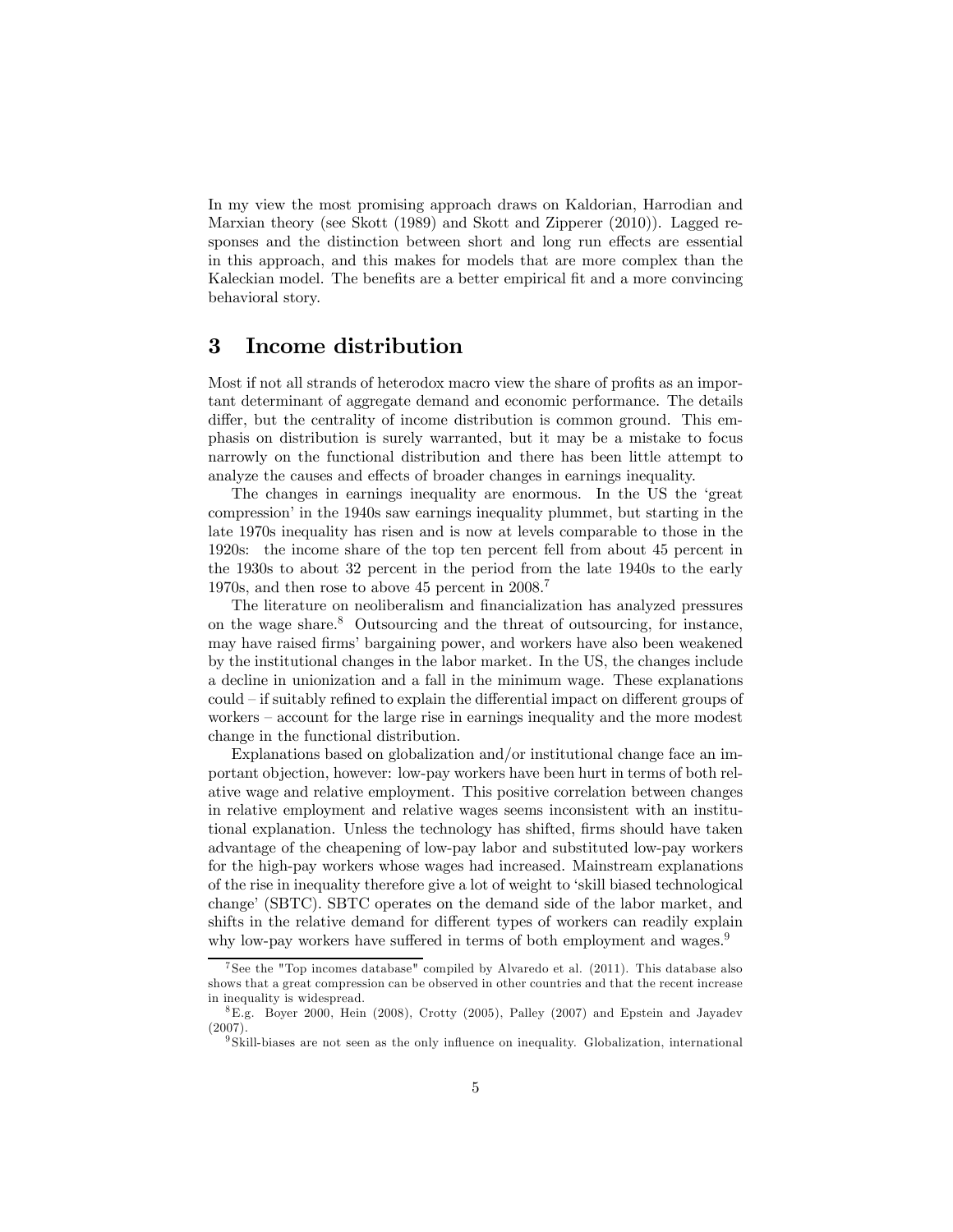In my view the most promising approach draws on Kaldorian, Harrodian and Marxian theory (see Skott (1989) and Skott and Zipperer (2010)). Lagged responses and the distinction between short and long run effects are essential in this approach, and this makes for models that are more complex than the Kaleckian model. The benefits are a better empirical fit and a more convincing behavioral story.

## 3 Income distribution

Most if not all strands of heterodox macro view the share of profits as an important determinant of aggregate demand and economic performance. The details differ, but the centrality of income distribution is common ground. This emphasis on distribution is surely warranted, but it may be a mistake to focus narrowly on the functional distribution and there has been little attempt to analyze the causes and effects of broader changes in earnings inequality.

The changes in earnings inequality are enormous. In the US the 'great compression' in the 1940s saw earnings inequality plummet, but starting in the late 1970s inequality has risen and is now at levels comparable to those in the 1920s: the income share of the top ten percent fell from about 45 percent in the 1930s to about 32 percent in the period from the late 1940s to the early 1970s, and then rose to above 45 percent in 2008.[7]

The literature on neoliberalism and financialization has analyzed pressures on the wage share.[8] Outsourcing and the threat of outsourcing, for instance, may have raised firms' bargaining power, and workers have also been weakened by the institutional changes in the labor market. In the US, the changes include a decline in unionization and a fall in the minimum wage. These explanations could – if suitably refined to explain the differential impact on different groups of workers – account for the large rise in earnings inequality and the more modest change in the functional distribution.

Explanations based on globalization and/or institutional change face an important objection, however: low-pay workers have been hurt in terms of both relative wage and relative employment. This positive correlation between changes in relative employment and relative wages seems inconsistent with an institutional explanation. Unless the technology has shifted, firms should have taken advantage of the cheapening of low-pay labor and substituted low-pay workers for the high-pay workers whose wages had increased. Mainstream explanations of the rise in inequality therefore give a lot of weight to 'skill biased technological change' (SBTC). SBTC operates on the demand side of the labor market, and shifts in the relative demand for different types of workers can readily explain why low-pay workers have suffered in terms of both employment and wages.[9]

---

[7] See the "Top incomes database" compiled by Alvaredo et al. (2011). This database also shows that a great compression can be observed in other countries and that the recent increase in inequality is widespread.

[8] E.g. Boyer 2000, Hein (2008), Crotty (2005), Palley (2007) and Epstein and Jayadev (2007).

[9] Skill-biases are not seen as the only influence on inequality. Globalization, international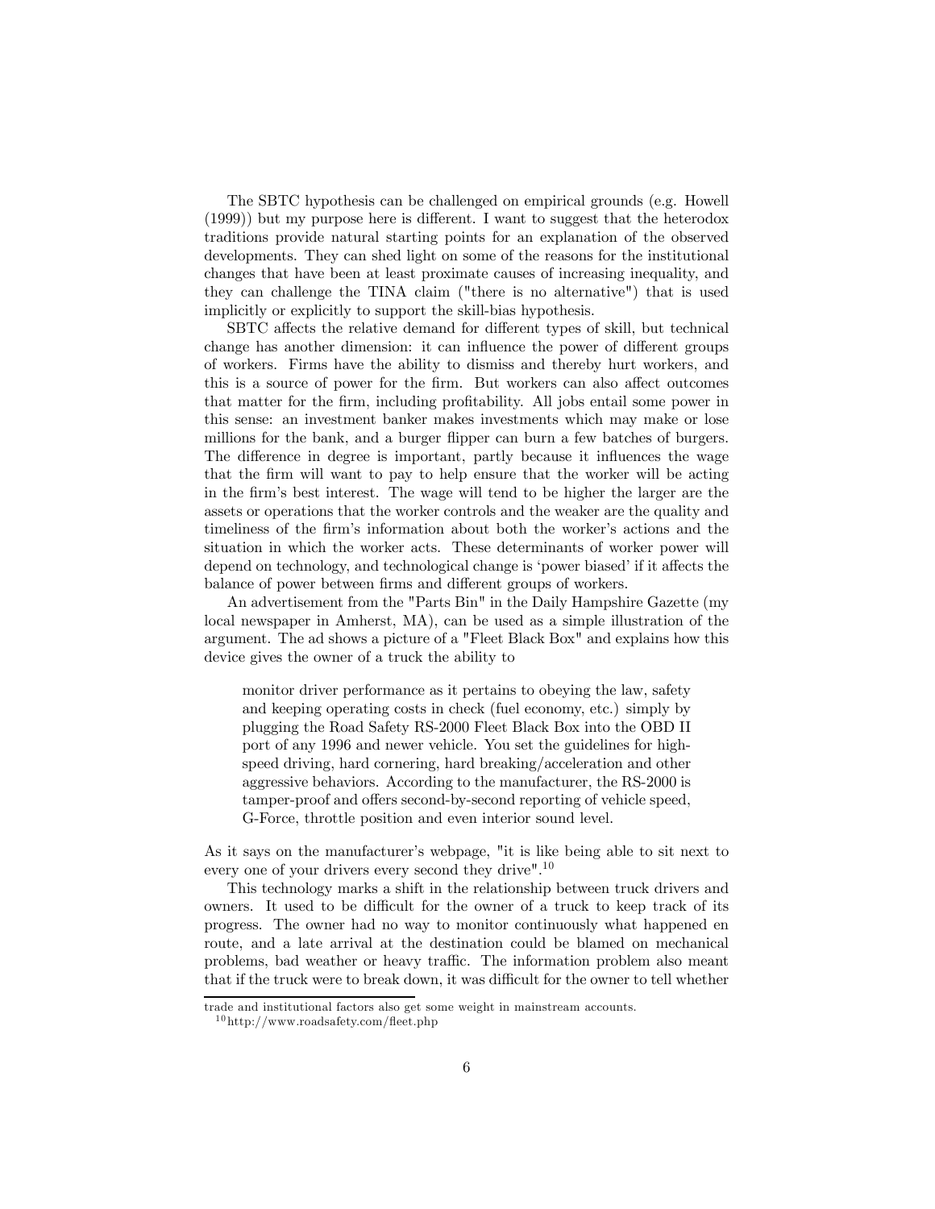The SBTC hypothesis can be challenged on empirical grounds (e.g. Howell (1999)) but my purpose here is different. I want to suggest that the heterodox traditions provide natural starting points for an explanation of the observed developments. They can shed light on some of the reasons for the institutional changes that have been at least proximate causes of increasing inequality, and they can challenge the TINA claim ("there is no alternative") that is used implicitly or explicitly to support the skill-bias hypothesis.

SBTC affects the relative demand for different types of skill, but technical change has another dimension: it can influence the power of different groups of workers. Firms have the ability to dismiss and thereby hurt workers, and this is a source of power for the firm. But workers can also affect outcomes that matter for the firm, including profitability. All jobs entail some power in this sense: an investment banker makes investments which may make or lose millions for the bank, and a burger flipper can burn a few batches of burgers. The difference in degree is important, partly because it influences the wage that the firm will want to pay to help ensure that the worker will be acting in the firm's best interest. The wage will tend to be higher the larger are the assets or operations that the worker controls and the weaker are the quality and timeliness of the firm's information about both the worker's actions and the situation in which the worker acts. These determinants of worker power will depend on technology, and technological change is 'power biased' if it affects the balance of power between firms and different groups of workers.

An advertisement from the "Parts Bin" in the Daily Hampshire Gazette (my local newspaper in Amherst, MA), can be used as a simple illustration of the argument. The ad shows a picture of a "Fleet Black Box" and explains how this device gives the owner of a truck the ability to

> monitor driver performance as it pertains to obeying the law, safety and keeping operating costs in check (fuel economy, etc.) simply by plugging the Road Safety RS-2000 Fleet Black Box into the OBD II port of any 1996 and newer vehicle. You set the guidelines for high-speed driving, hard cornering, hard breaking/acceleration and other aggressive behaviors. According to the manufacturer, the RS-2000 is tamper-proof and offers second-by-second reporting of vehicle speed, G-Force, throttle position and even interior sound level.

As it says on the manufacturer's webpage, "it is like being able to sit next to every one of your drivers every second they drive".[10]

This technology marks a shift in the relationship between truck drivers and owners. It used to be difficult for the owner of a truck to keep track of its progress. The owner had no way to monitor continuously what happened en route, and a late arrival at the destination could be blamed on mechanical problems, bad weather or heavy traffic. The information problem also meant that if the truck were to break down, it was difficult for the owner to tell whether

---

trade and institutional factors also get some weight in mainstream accounts.

[10] http://www.roadsafety.com/fleet.php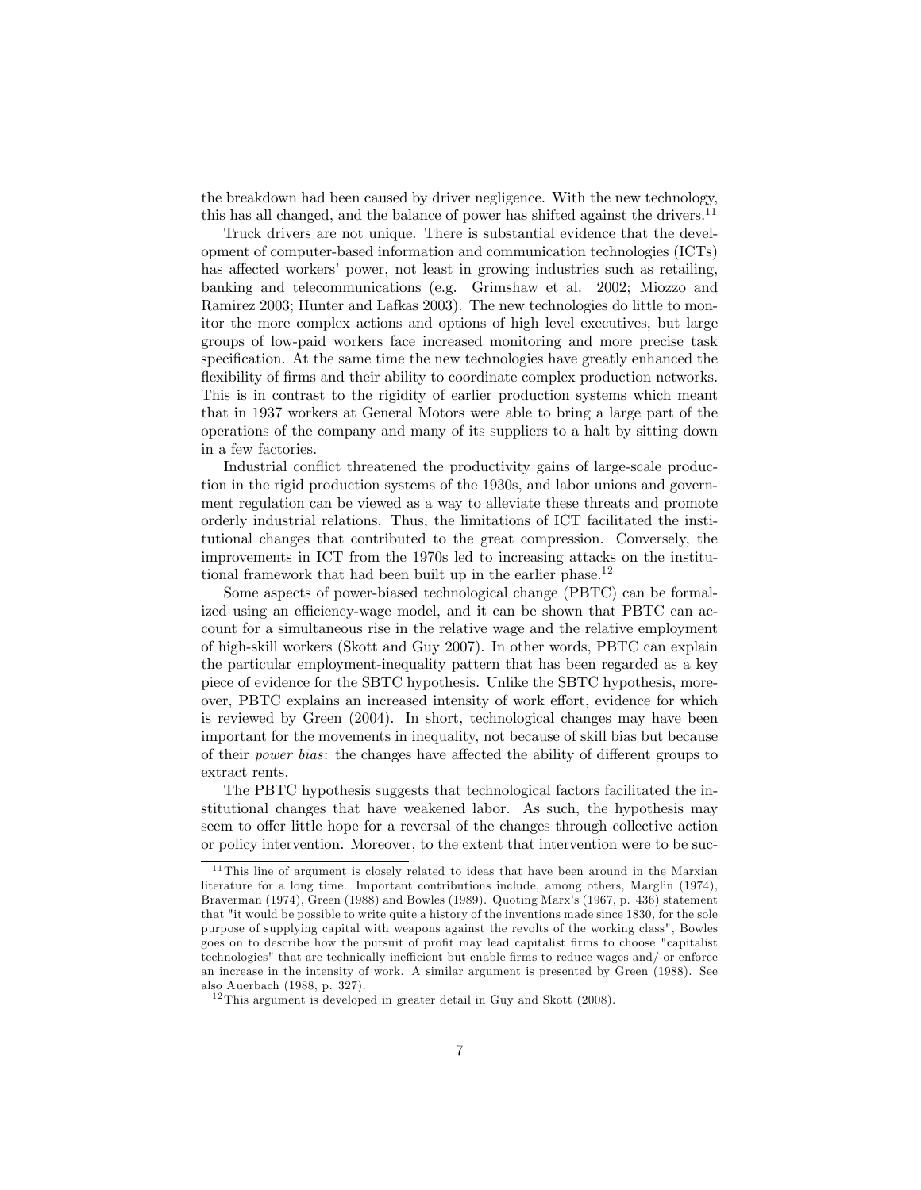the breakdown had been caused by driver negligence. With the new technology, this has all changed, and the balance of power has shifted against the drivers.[11]

Truck drivers are not unique. There is substantial evidence that the development of computer-based information and communication technologies (ICTs) has affected workers' power, not least in growing industries such as retailing, banking and telecommunications (e.g. Grimshaw et al. 2002; Miozzo and Ramirez 2003; Hunter and Lafkas 2003). The new technologies do little to monitor the more complex actions and options of high level executives, but large groups of low-paid workers face increased monitoring and more precise task specification. At the same time the new technologies have greatly enhanced the flexibility of firms and their ability to coordinate complex production networks. This is in contrast to the rigidity of earlier production systems which meant that in 1937 workers at General Motors were able to bring a large part of the operations of the company and many of its suppliers to a halt by sitting down in a few factories.

Industrial conflict threatened the productivity gains of large-scale production in the rigid production systems of the 1930s, and labor unions and government regulation can be viewed as a way to alleviate these threats and promote orderly industrial relations. Thus, the limitations of ICT facilitated the institutional changes that contributed to the great compression. Conversely, the improvements in ICT from the 1970s led to increasing attacks on the institutional framework that had been built up in the earlier phase.[12]

Some aspects of power-biased technological change (PBTC) can be formalized using an efficiency-wage model, and it can be shown that PBTC can account for a simultaneous rise in the relative wage and the relative employment of high-skill workers (Skott and Guy 2007). In other words, PBTC can explain the particular employment-inequality pattern that has been regarded as a key piece of evidence for the SBTC hypothesis. Unlike the SBTC hypothesis, moreover, PBTC explains an increased intensity of work effort, evidence for which is reviewed by Green (2004). In short, technological changes may have been important for the movements in inequality, not because of skill bias but because of their *power bias*: the changes have affected the ability of different groups to extract rents.

The PBTC hypothesis suggests that technological factors facilitated the institutional changes that have weakened labor. As such, the hypothesis may seem to offer little hope for a reversal of the changes through collective action or policy intervention. Moreover, to the extent that intervention were to be suc-

[11] This line of argument is closely related to ideas that have been around in the Marxian literature for a long time. Important contributions include, among others, Marglin (1974), Braverman (1974), Green (1988) and Bowles (1989). Quoting Marx's (1967, p. 436) statement that "it would be possible to write quite a history of the inventions made since 1830, for the sole purpose of supplying capital with weapons against the revolts of the working class", Bowles goes on to describe how the pursuit of profit may lead capitalist firms to choose "capitalist technologies" that are technically inefficient but enable firms to reduce wages and/ or enforce an increase in the intensity of work. A similar argument is presented by Green (1988). See also Auerbach (1988, p. 327).

[12] This argument is developed in greater detail in Guy and Skott (2008).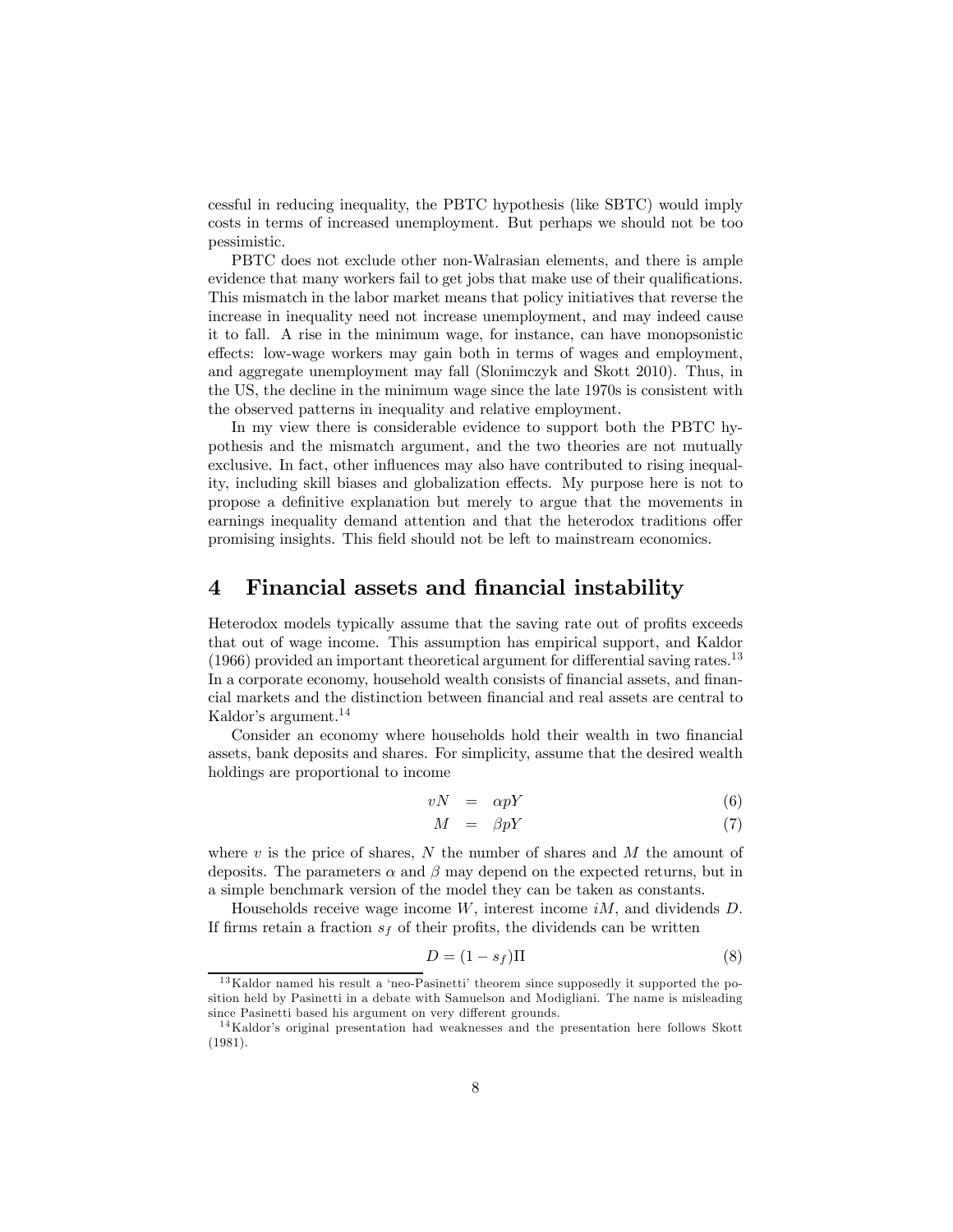cessful in reducing inequality, the PBTC hypothesis (like SBTC) would imply costs in terms of increased unemployment. But perhaps we should not be too pessimistic.

PBTC does not exclude other non-Walrasian elements, and there is ample evidence that many workers fail to get jobs that make use of their qualifications. This mismatch in the labor market means that policy initiatives that reverse the increase in inequality need not increase unemployment, and may indeed cause it to fall. A rise in the minimum wage, for instance, can have monopsonistic effects: low-wage workers may gain both in terms of wages and employment, and aggregate unemployment may fall (Slonimczyk and Skott 2010). Thus, in the US, the decline in the minimum wage since the late 1970s is consistent with the observed patterns in inequality and relative employment.

In my view there is considerable evidence to support both the PBTC hypothesis and the mismatch argument, and the two theories are not mutually exclusive. In fact, other influences may also have contributed to rising inequality, including skill biases and globalization effects. My purpose here is not to propose a definitive explanation but merely to argue that the movements in earnings inequality demand attention and that the heterodox traditions offer promising insights. This field should not be left to mainstream economics.

## 4 Financial assets and financial instability

Heterodox models typically assume that the saving rate out of profits exceeds that out of wage income. This assumption has empirical support, and Kaldor (1966) provided an important theoretical argument for differential saving rates.[13] In a corporate economy, household wealth consists of financial assets, and financial markets and the distinction between financial and real assets are central to Kaldor's argument.[14]

Consider an economy where households hold their wealth in two financial assets, bank deposits and shares. For simplicity, assume that the desired wealth holdings are proportional to income

$$vN = \alpha pY \tag{6}$$

$$M = \beta pY \tag{7}$$

where $v$ is the price of shares, $N$ the number of shares and $M$ the amount of deposits. The parameters $\alpha$ and $\beta$ may depend on the expected returns, but in a simple benchmark version of the model they can be taken as constants.

Households receive wage income $W$, interest income $iM$, and dividends $D$. If firms retain a fraction $s_f$ of their profits, the dividends can be written

$$D = (1 - s_f)\Pi \tag{8}$$

[13] Kaldor named his result a 'neo-Pasinetti' theorem since supposedly it supported the position held by Pasinetti in a debate with Samuelson and Modigliani. The name is misleading since Pasinetti based his argument on very different grounds.

[14] Kaldor's original presentation had weaknesses and the presentation here follows Skott (1981).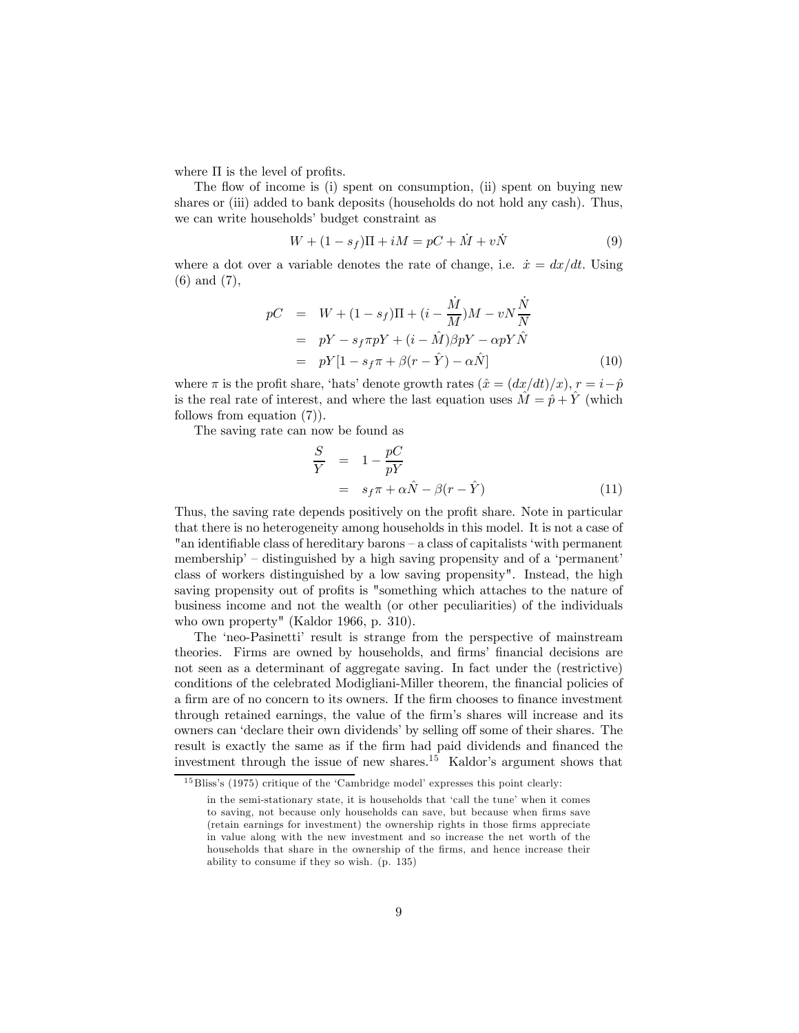where $\Pi$ is the level of profits.

The flow of income is (i) spent on consumption, (ii) spent on buying new shares or (iii) added to bank deposits (households do not hold any cash). Thus, we can write households' budget constraint as

$$W + (1 - s_f)\Pi + iM = pC + \dot{M} + v\dot{N} \tag{9}$$

where a dot over a variable denotes the rate of change, i.e. $\dot{x} = dx/dt$. Using (6) and (7),

$$\begin{aligned} pC &= W + (1 - s_f)\Pi + (i - \frac{\dot{M}}{M})M - vN\frac{\dot{N}}{N} \\ &= pY - s_f\pi pY + (i - \hat{M})\beta pY - \alpha pY\hat{N} \\ &= pY[1 - s_f\pi + \beta(r - \hat{Y}) - \alpha\hat{N}] \end{aligned} \tag{10}$$

where $\pi$ is the profit share, 'hats' denote growth rates ($\hat{x} = (dx/dt)/x$), $r = i - \hat{p}$ is the real rate of interest, and where the last equation uses $\hat{M} = \hat{p} + \hat{Y}$ (which follows from equation (7)).

The saving rate can now be found as

$$\begin{aligned} \frac{S}{Y} &= 1 - \frac{pC}{pY} \\ &= s_f\pi + \alpha\hat{N} - \beta(r - \hat{Y}) \end{aligned} \tag{11}$$

Thus, the saving rate depends positively on the profit share. Note in particular that there is no heterogeneity among households in this model. It is not a case of "an identifiable class of hereditary barons – a class of capitalists 'with permanent membership' – distinguished by a high saving propensity and of a 'permanent' class of workers distinguished by a low saving propensity". Instead, the high saving propensity out of profits is "something which attaches to the nature of business income and not the wealth (or other peculiarities) of the individuals who own property" (Kaldor 1966, p. 310).

The 'neo-Pasinetti' result is strange from the perspective of mainstream theories. Firms are owned by households, and firms' financial decisions are not seen as a determinant of aggregate saving. In fact under the (restrictive) conditions of the celebrated Modigliani-Miller theorem, the financial policies of a firm are of no concern to its owners. If the firm chooses to finance investment through retained earnings, the value of the firm's shares will increase and its owners can 'declare their own dividends' by selling off some of their shares. The result is exactly the same as if the firm had paid dividends and financed the investment through the issue of new shares.[15] Kaldor's argument shows that

[15] Bliss's (1975) critique of the 'Cambridge model' expresses this point clearly:

> in the semi-stationary state, it is households that 'call the tune' when it comes to saving, not because only households can save, but because when firms save (retain earnings for investment) the ownership rights in those firms appreciate in value along with the new investment and so increase the net worth of the households that share in the ownership of the firms, and hence increase their ability to consume if they so wish. (p. 135)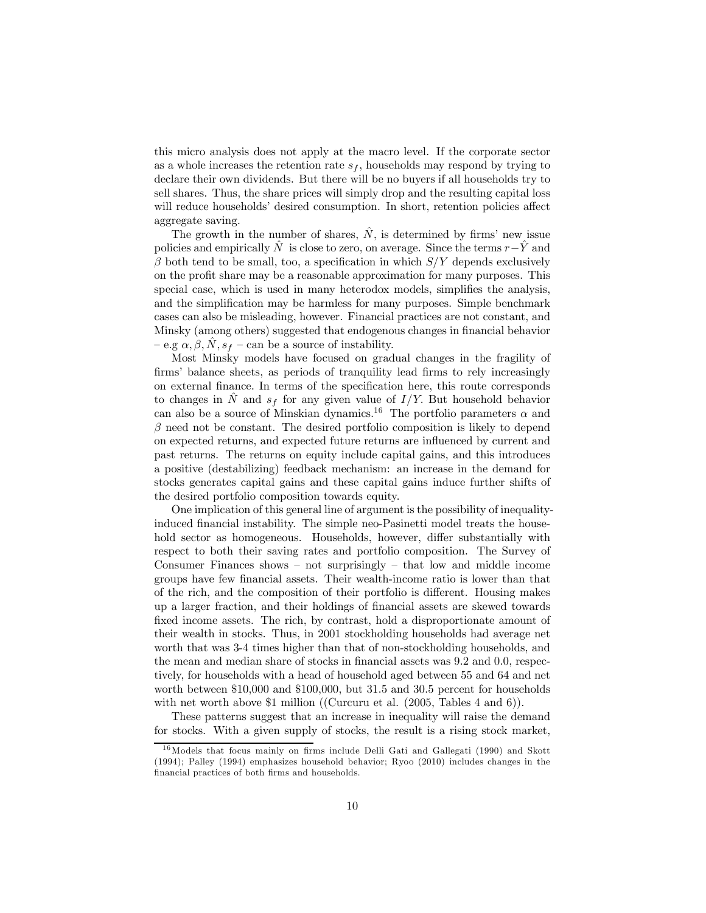this micro analysis does not apply at the macro level. If the corporate sector as a whole increases the retention rate $s_f$, households may respond by trying to declare their own dividends. But there will be no buyers if all households try to sell shares. Thus, the share prices will simply drop and the resulting capital loss will reduce households' desired consumption. In short, retention policies affect aggregate saving.

The growth in the number of shares, $\hat{N}$, is determined by firms' new issue policies and empirically $\hat{N}$ is close to zero, on average. Since the terms $r - \hat{Y}$ and $\beta$ both tend to be small, too, a specification in which $S/Y$ depends exclusively on the profit share may be a reasonable approximation for many purposes. This special case, which is used in many heterodox models, simplifies the analysis, and the simplification may be harmless for many purposes. Simple benchmark cases can also be misleading, however. Financial practices are not constant, and Minsky (among others) suggested that endogenous changes in financial behavior – e.g $\alpha, \beta, \hat{N}, s_f$ – can be a source of instability.

Most Minsky models have focused on gradual changes in the fragility of firms' balance sheets, as periods of tranquility lead firms to rely increasingly on external finance. In terms of the specification here, this route corresponds to changes in $\hat{N}$ and $s_f$ for any given value of $I/Y$. But household behavior can also be a source of Minskian dynamics.[16] The portfolio parameters $\alpha$ and $\beta$ need not be constant. The desired portfolio composition is likely to depend on expected returns, and expected future returns are influenced by current and past returns. The returns on equity include capital gains, and this introduces a positive (destabilizing) feedback mechanism: an increase in the demand for stocks generates capital gains and these capital gains induce further shifts of the desired portfolio composition towards equity.

One implication of this general line of argument is the possibility of inequality-induced financial instability. The simple neo-Pasinetti model treats the household sector as homogeneous. Households, however, differ substantially with respect to both their saving rates and portfolio composition. The Survey of Consumer Finances shows – not surprisingly – that low and middle income groups have few financial assets. Their wealth-income ratio is lower than that of the rich, and the composition of their portfolio is different. Housing makes up a larger fraction, and their holdings of financial assets are skewed towards fixed income assets. The rich, by contrast, hold a disproportionate amount of their wealth in stocks. Thus, in 2001 stockholding households had average net worth that was 3-4 times higher than that of non-stockholding households, and the mean and median share of stocks in financial assets was 9.2 and 0.0, respectively, for households with a head of household aged between 55 and 64 and net worth between \$10,000 and \$100,000, but 31.5 and 30.5 percent for households with net worth above \$1 million ((Curcuru et al. (2005, Tables 4 and 6)).

These patterns suggest that an increase in inequality will raise the demand for stocks. With a given supply of stocks, the result is a rising stock market,

[16] Models that focus mainly on firms include Delli Gati and Gallegati (1990) and Skott (1994); Palley (1994) emphasizes household behavior; Ryoo (2010) includes changes in the financial practices of both firms and households.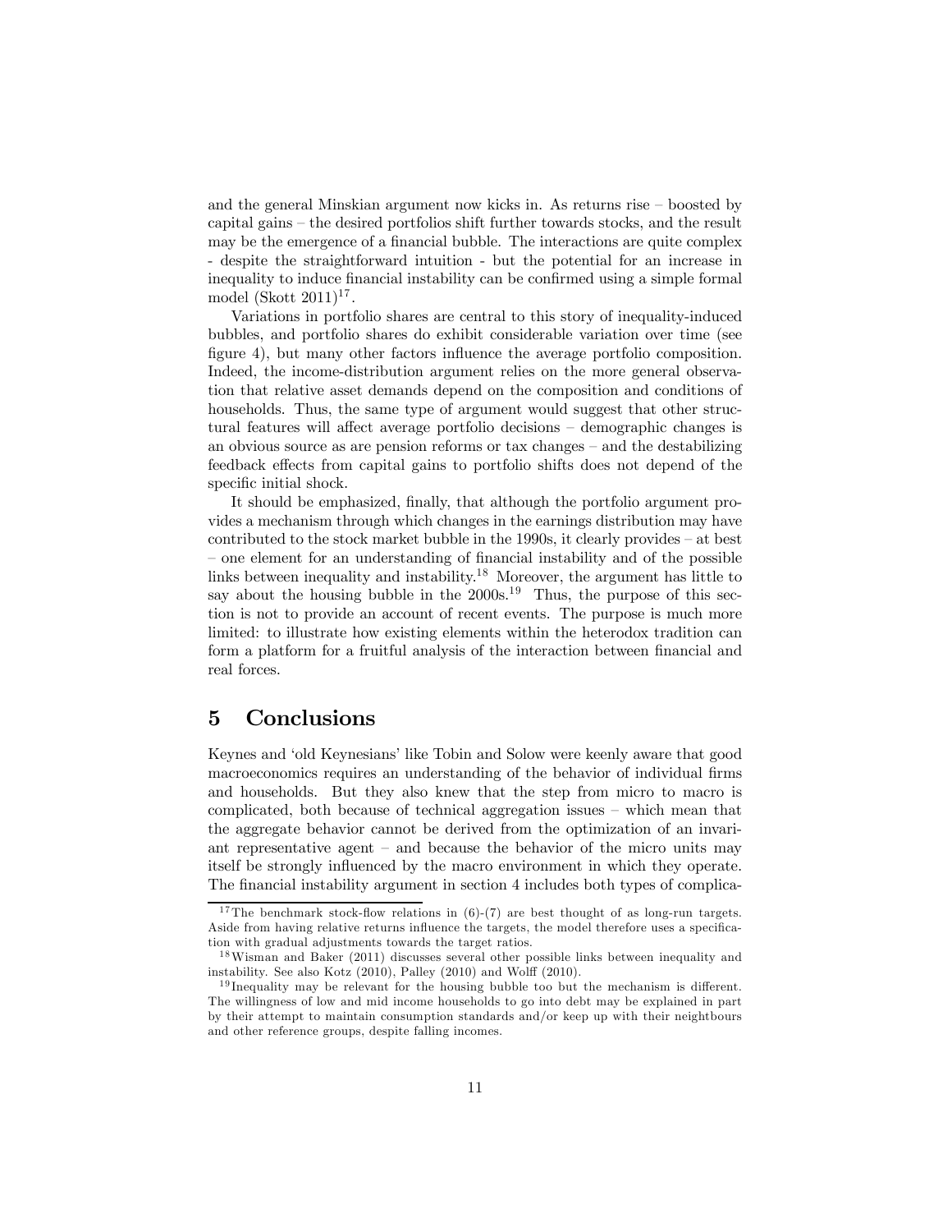and the general Minskian argument now kicks in. As returns rise – boosted by capital gains – the desired portfolios shift further towards stocks, and the result may be the emergence of a financial bubble. The interactions are quite complex - despite the straightforward intuition - but the potential for an increase in inequality to induce financial instability can be confirmed using a simple formal model (Skott 2011)[17].

Variations in portfolio shares are central to this story of inequality-induced bubbles, and portfolio shares do exhibit considerable variation over time (see figure 4), but many other factors influence the average portfolio composition. Indeed, the income-distribution argument relies on the more general observation that relative asset demands depend on the composition and conditions of households. Thus, the same type of argument would suggest that other structural features will affect average portfolio decisions – demographic changes is an obvious source as are pension reforms or tax changes – and the destabilizing feedback effects from capital gains to portfolio shifts does not depend of the specific initial shock.

It should be emphasized, finally, that although the portfolio argument provides a mechanism through which changes in the earnings distribution may have contributed to the stock market bubble in the 1990s, it clearly provides – at best – one element for an understanding of financial instability and of the possible links between inequality and instability.[18] Moreover, the argument has little to say about the housing bubble in the 2000s.[19] Thus, the purpose of this section is not to provide an account of recent events. The purpose is much more limited: to illustrate how existing elements within the heterodox tradition can form a platform for a fruitful analysis of the interaction between financial and real forces.

# 5 Conclusions

Keynes and 'old Keynesians' like Tobin and Solow were keenly aware that good macroeconomics requires an understanding of the behavior of individual firms and households. But they also knew that the step from micro to macro is complicated, both because of technical aggregation issues – which mean that the aggregate behavior cannot be derived from the optimization of an invariant representative agent – and because the behavior of the micro units may itself be strongly influenced by the macro environment in which they operate. The financial instability argument in section 4 includes both types of complica-

[17] The benchmark stock-flow relations in (6)-(7) are best thought of as long-run targets. Aside from having relative returns influence the targets, the model therefore uses a specification with gradual adjustments towards the target ratios.

[18] Wisman and Baker (2011) discusses several other possible links between inequality and instability. See also Kotz (2010), Palley (2010) and Wolff (2010).

[19] Inequality may be relevant for the housing bubble too but the mechanism is different. The willingness of low and mid income households to go into debt may be explained in part by their attempt to maintain consumption standards and/or keep up with their neightbours and other reference groups, despite falling incomes.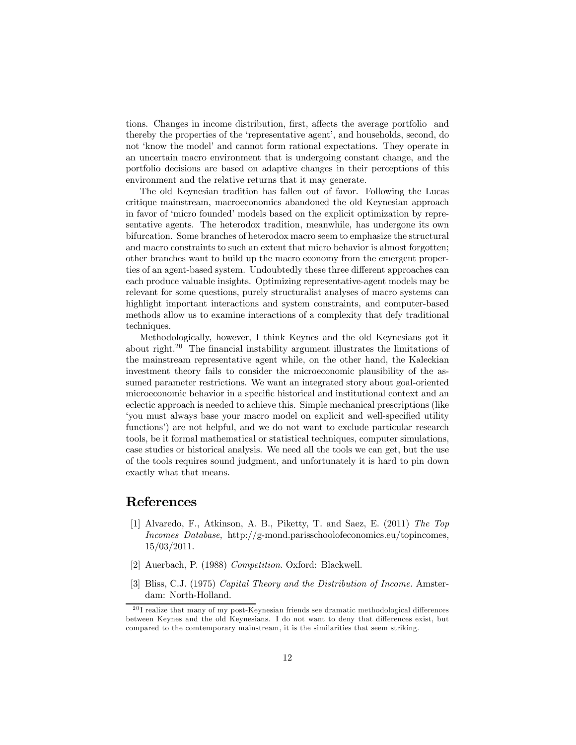tions. Changes in income distribution, first, affects the average portfolio and thereby the properties of the 'representative agent', and households, second, do not 'know the model' and cannot form rational expectations. They operate in an uncertain macro environment that is undergoing constant change, and the portfolio decisions are based on adaptive changes in their perceptions of this environment and the relative returns that it may generate.

The old Keynesian tradition has fallen out of favor. Following the Lucas critique mainstream, macroeconomics abandoned the old Keynesian approach in favor of 'micro founded' models based on the explicit optimization by representative agents. The heterodox tradition, meanwhile, has undergone its own bifurcation. Some branches of heterodox macro seem to emphasize the structural and macro constraints to such an extent that micro behavior is almost forgotten; other branches want to build up the macro economy from the emergent properties of an agent-based system. Undoubtedly these three different approaches can each produce valuable insights. Optimizing representative-agent models may be relevant for some questions, purely structuralist analyses of macro systems can highlight important interactions and system constraints, and computer-based methods allow us to examine interactions of a complexity that defy traditional techniques.

Methodologically, however, I think Keynes and the old Keynesians got it about right.[20] The financial instability argument illustrates the limitations of the mainstream representative agent while, on the other hand, the Kaleckian investment theory fails to consider the microeconomic plausibility of the assumed parameter restrictions. We want an integrated story about goal-oriented microeconomic behavior in a specific historical and institutional context and an eclectic approach is needed to achieve this. Simple mechanical prescriptions (like 'you must always base your macro model on explicit and well-specified utility functions') are not helpful, and we do not want to exclude particular research tools, be it formal mathematical or statistical techniques, computer simulations, case studies or historical analysis. We need all the tools we can get, but the use of the tools requires sound judgment, and unfortunately it is hard to pin down exactly what that means.

# References

[1] Alvaredo, F., Atkinson, A. B., Piketty, T. and Saez, E. (2011) *The Top Incomes Database*, http://g-mond.parisschoolofeconomics.eu/topincomes, 15/03/2011.

[2] Auerbach, P. (1988) *Competition*. Oxford: Blackwell.

[3] Bliss, C.J. (1975) *Capital Theory and the Distribution of Income.* Amsterdam: North-Holland.

[20] I realize that many of my post-Keynesian friends see dramatic methodological differences between Keynes and the old Keynesians. I do not want to deny that differences exist, but compared to the comtemporary mainstream, it is the similarities that seem striking.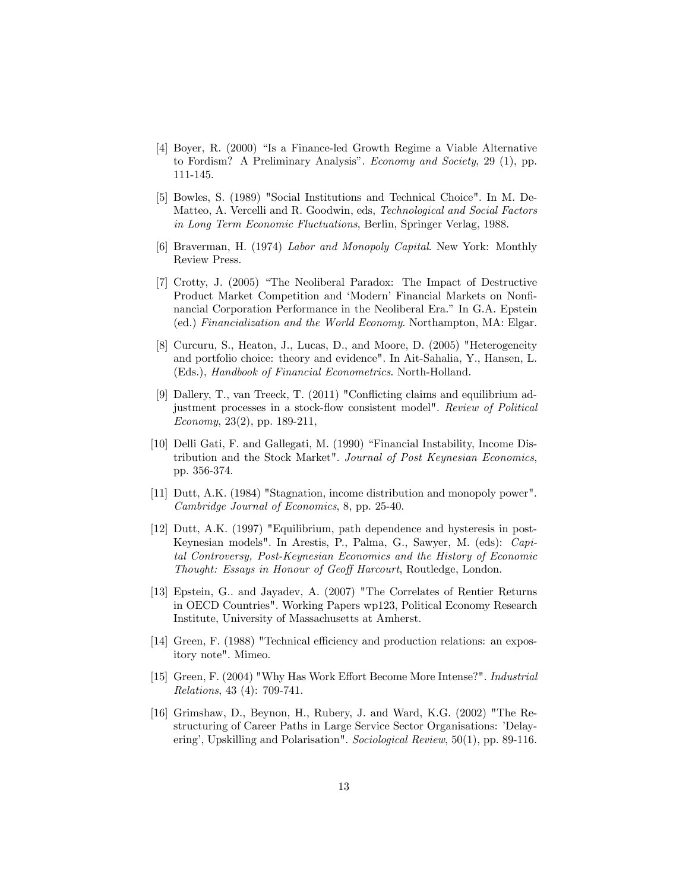[4] Boyer, R. (2000) “Is a Finance-led Growth Regime a Viable Alternative to Fordism? A Preliminary Analysis”. *Economy and Society*, 29 (1), pp. 111-145.

[5] Bowles, S. (1989) "Social Institutions and Technical Choice". In M. De-Matteo, A. Vercelli and R. Goodwin, eds, *Technological and Social Factors in Long Term Economic Fluctuations*, Berlin, Springer Verlag, 1988.

[6] Braverman, H. (1974) *Labor and Monopoly Capital*. New York: Monthly Review Press.

[7] Crotty, J. (2005) “The Neoliberal Paradox: The Impact of Destructive Product Market Competition and ‘Modern’ Financial Markets on Nonfinancial Corporation Performance in the Neoliberal Era.” In G.A. Epstein (ed.) *Financialization and the World Economy*. Northampton, MA: Elgar.

[8] Curcuru, S., Heaton, J., Lucas, D., and Moore, D. (2005) "Heterogeneity and portfolio choice: theory and evidence". In Ait-Sahalia, Y., Hansen, L. (Eds.), *Handbook of Financial Econometrics*. North-Holland.

[9] Dallery, T., van Treeck, T. (2011) "Conflicting claims and equilibrium adjustment processes in a stock-flow consistent model". *Review of Political Economy*, 23(2), pp. 189-211,

[10] Delli Gati, F. and Gallegati, M. (1990) “Financial Instability, Income Distribution and the Stock Market". *Journal of Post Keynesian Economics*, pp. 356-374.

[11] Dutt, A.K. (1984) "Stagnation, income distribution and monopoly power". *Cambridge Journal of Economics*, 8, pp. 25-40.

[12] Dutt, A.K. (1997) "Equilibrium, path dependence and hysteresis in post-Keynesian models". In Arestis, P., Palma, G., Sawyer, M. (eds): *Capital Controversy, Post-Keynesian Economics and the History of Economic Thought: Essays in Honour of Geoff Harcourt*, Routledge, London.

[13] Epstein, G.. and Jayadev, A. (2007) "The Correlates of Rentier Returns in OECD Countries". Working Papers wp123, Political Economy Research Institute, University of Massachusetts at Amherst.

[14] Green, F. (1988) "Technical efficiency and production relations: an expository note". Mimeo.

[15] Green, F. (2004) "Why Has Work Effort Become More Intense?". *Industrial Relations*, 43 (4): 709-741.

[16] Grimshaw, D., Beynon, H., Rubery, J. and Ward, K.G. (2002) "The Restructuring of Career Paths in Large Service Sector Organisations: 'Delayering', Upskilling and Polarisation". *Sociological Review*, 50(1), pp. 89-116.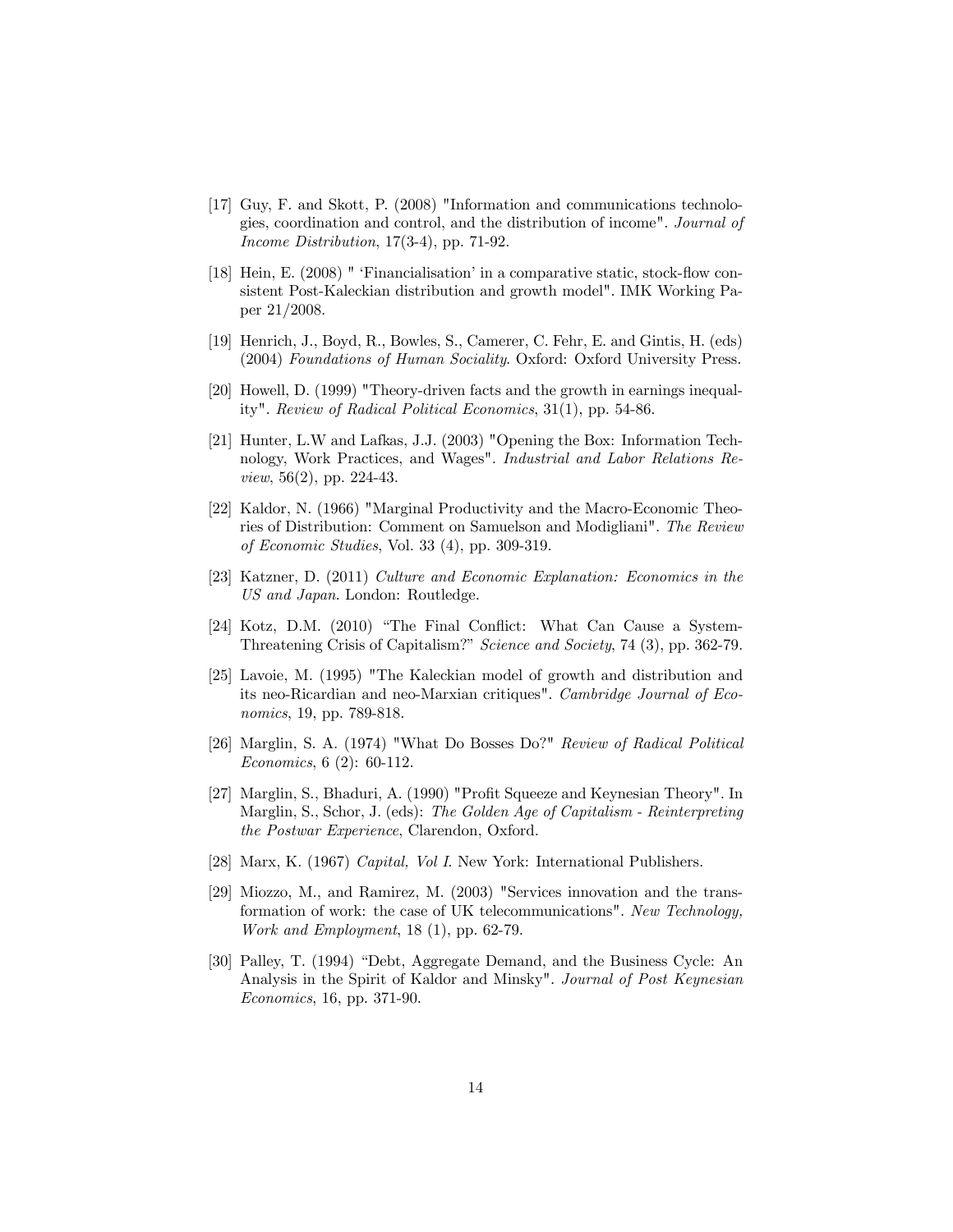[17] Guy, F. and Skott, P. (2008) "Information and communications technologies, coordination and control, and the distribution of income". *Journal of Income Distribution*, 17(3-4), pp. 71-92.

[18] Hein, E. (2008) " 'Financialisation' in a comparative static, stock-flow consistent Post-Kaleckian distribution and growth model". IMK Working Paper 21/2008.

[19] Henrich, J., Boyd, R., Bowles, S., Camerer, C. Fehr, E. and Gintis, H. (eds) (2004) *Foundations of Human Sociality*. Oxford: Oxford University Press.

[20] Howell, D. (1999) "Theory-driven facts and the growth in earnings inequality". *Review of Radical Political Economics*, 31(1), pp. 54-86.

[21] Hunter, L.W and Lafkas, J.J. (2003) "Opening the Box: Information Technology, Work Practices, and Wages". *Industrial and Labor Relations Review*, 56(2), pp. 224-43.

[22] Kaldor, N. (1966) "Marginal Productivity and the Macro-Economic Theories of Distribution: Comment on Samuelson and Modigliani". *The Review of Economic Studies*, Vol. 33 (4), pp. 309-319.

[23] Katzner, D. (2011) *Culture and Economic Explanation: Economics in the US and Japan*. London: Routledge.

[24] Kotz, D.M. (2010) "The Final Conflict: What Can Cause a System-Threatening Crisis of Capitalism?" *Science and Society*, 74 (3), pp. 362-79.

[25] Lavoie, M. (1995) "The Kaleckian model of growth and distribution and its neo-Ricardian and neo-Marxian critiques". *Cambridge Journal of Economics*, 19, pp. 789-818.

[26] Marglin, S. A. (1974) "What Do Bosses Do?" *Review of Radical Political Economics*, 6 (2): 60-112.

[27] Marglin, S., Bhaduri, A. (1990) "Profit Squeeze and Keynesian Theory". In Marglin, S., Schor, J. (eds): *The Golden Age of Capitalism - Reinterpreting the Postwar Experience*, Clarendon, Oxford.

[28] Marx, K. (1967) *Capital, Vol I.* New York: International Publishers.

[29] Miozzo, M., and Ramirez, M. (2003) "Services innovation and the transformation of work: the case of UK telecommunications". *New Technology, Work and Employment*, 18 (1), pp. 62-79.

[30] Palley, T. (1994) "Debt, Aggregate Demand, and the Business Cycle: An Analysis in the Spirit of Kaldor and Minsky". *Journal of Post Keynesian Economics*, 16, pp. 371-90.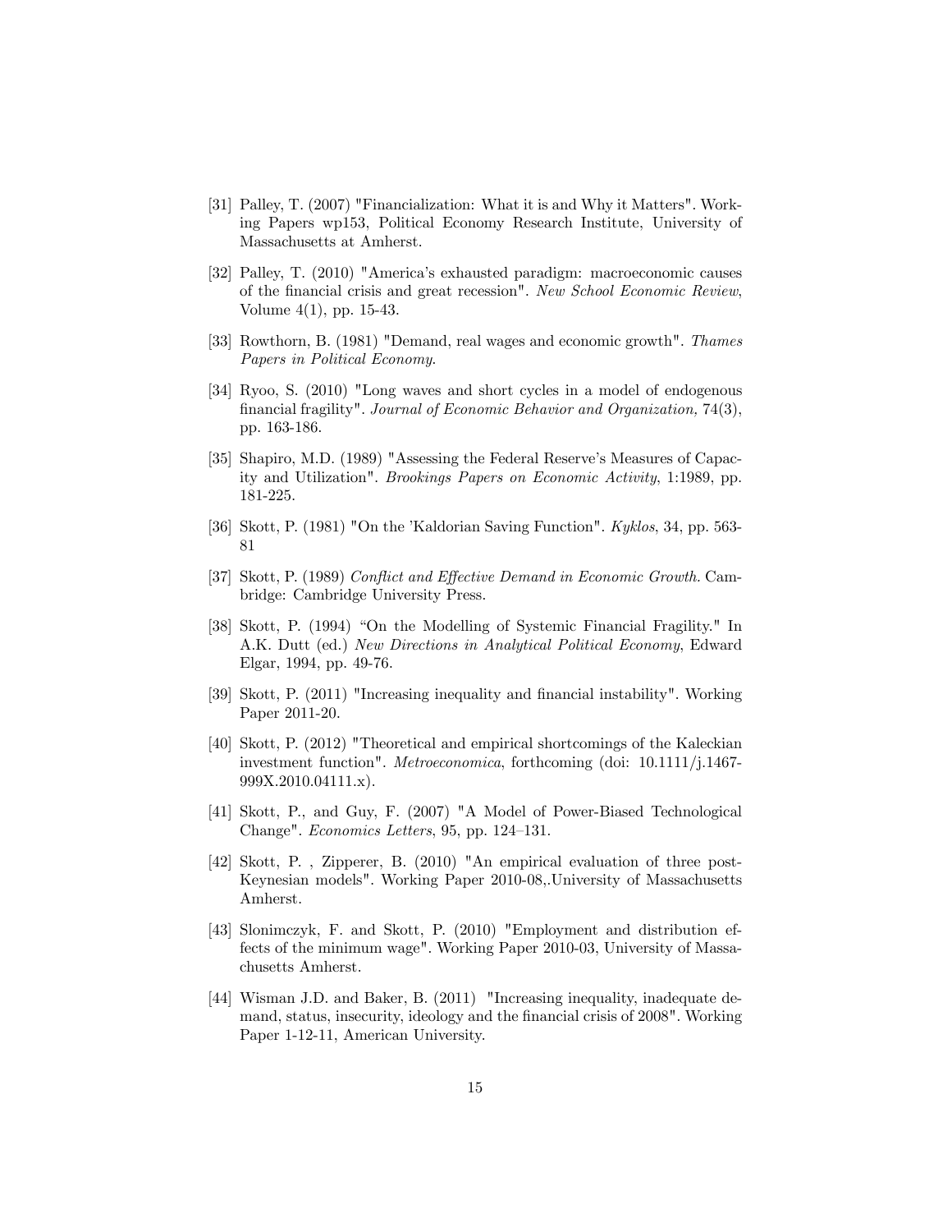[31] Palley, T. (2007) "Financialization: What it is and Why it Matters". Working Papers wp153, Political Economy Research Institute, University of Massachusetts at Amherst.

[32] Palley, T. (2010) "America's exhausted paradigm: macroeconomic causes of the financial crisis and great recession". *New School Economic Review*, Volume 4(1), pp. 15-43.

[33] Rowthorn, B. (1981) "Demand, real wages and economic growth". *Thames Papers in Political Economy*.

[34] Ryoo, S. (2010) "Long waves and short cycles in a model of endogenous financial fragility". *Journal of Economic Behavior and Organization,* 74(3), pp. 163-186.

[35] Shapiro, M.D. (1989) "Assessing the Federal Reserve's Measures of Capacity and Utilization". *Brookings Papers on Economic Activity*, 1:1989, pp. 181-225.

[36] Skott, P. (1981) "On the 'Kaldorian Saving Function". *Kyklos*, 34, pp. 563-81

[37] Skott, P. (1989) *Conflict and Effective Demand in Economic Growth.* Cambridge: Cambridge University Press.

[38] Skott, P. (1994) "On the Modelling of Systemic Financial Fragility." In A.K. Dutt (ed.) *New Directions in Analytical Political Economy*, Edward Elgar, 1994, pp. 49-76.

[39] Skott, P. (2011) "Increasing inequality and financial instability". Working Paper 2011-20.

[40] Skott, P. (2012) "Theoretical and empirical shortcomings of the Kaleckian investment function". *Metroeconomica*, forthcoming (doi: 10.1111/j.1467-999X.2010.04111.x).

[41] Skott, P., and Guy, F. (2007) "A Model of Power-Biased Technological Change". *Economics Letters*, 95, pp. 124–131.

[42] Skott, P. , Zipperer, B. (2010) "An empirical evaluation of three post-Keynesian models". Working Paper 2010-08,.University of Massachusetts Amherst.

[43] Slonimczyk, F. and Skott, P. (2010) "Employment and distribution effects of the minimum wage". Working Paper 2010-03, University of Massachusetts Amherst.

[44] Wisman J.D. and Baker, B. (2011) "Increasing inequality, inadequate demand, status, insecurity, ideology and the financial crisis of 2008". Working Paper 1-12-11, American University.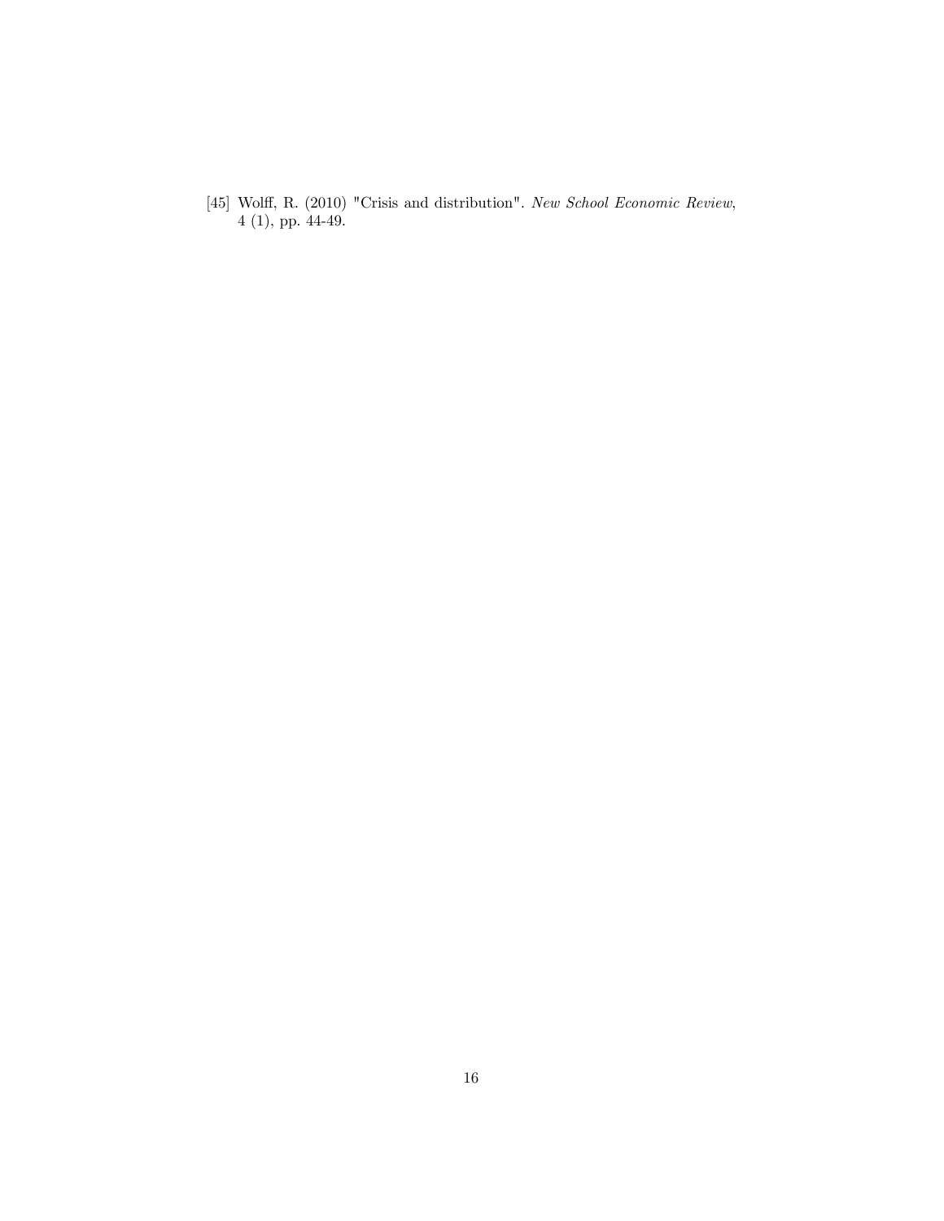[45] Wolff, R. (2010) "Crisis and distribution". *New School Economic Review*, 4 (1), pp. 44-49.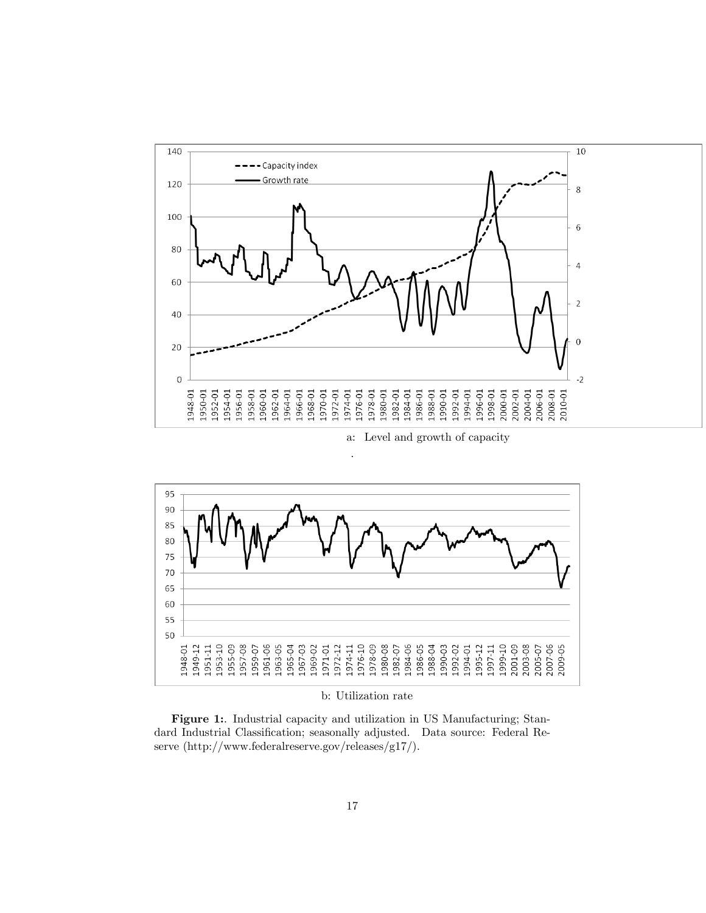a: Level and growth of capacity

.

b: Utilization rate

**Figure 1:**. Industrial capacity and utilization in US Manufacturing; Standard Industrial Classification; seasonally adjusted. Data source: Federal Reserve (http://www.federalreserve.gov/releases/g17/).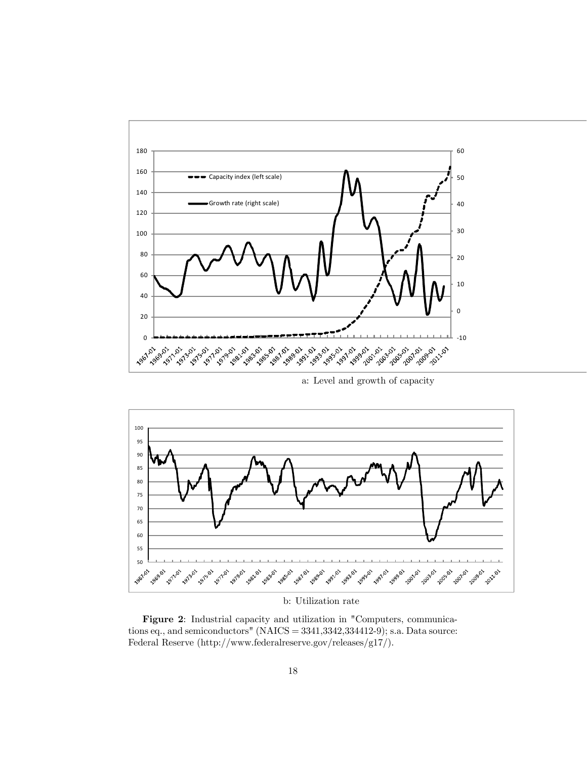a: Level and growth of capacity

b: Utilization rate

**Figure 2**: Industrial capacity and utilization in "Computers, communications eq., and semiconductors" (NAICS = 3341,3342,334412-9); s.a. Data source: Federal Reserve (http://www.federalreserve.gov/releases/g17/).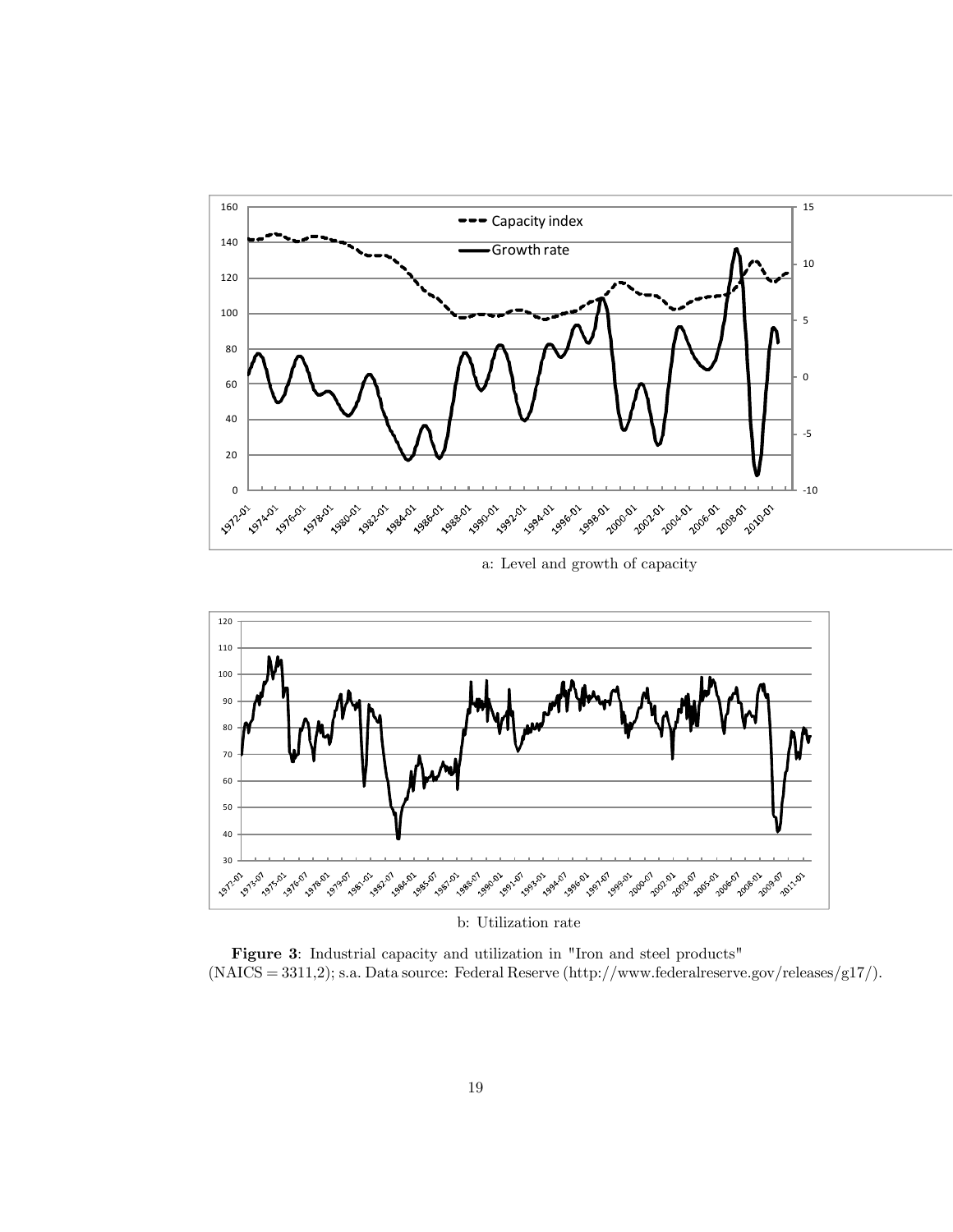a: Level and growth of capacity

b: Utilization rate

**Figure 3**: Industrial capacity and utilization in "Iron and steel products" (NAICS = 3311,2); s.a. Data source: Federal Reserve (http://www.federalreserve.gov/releases/g17/).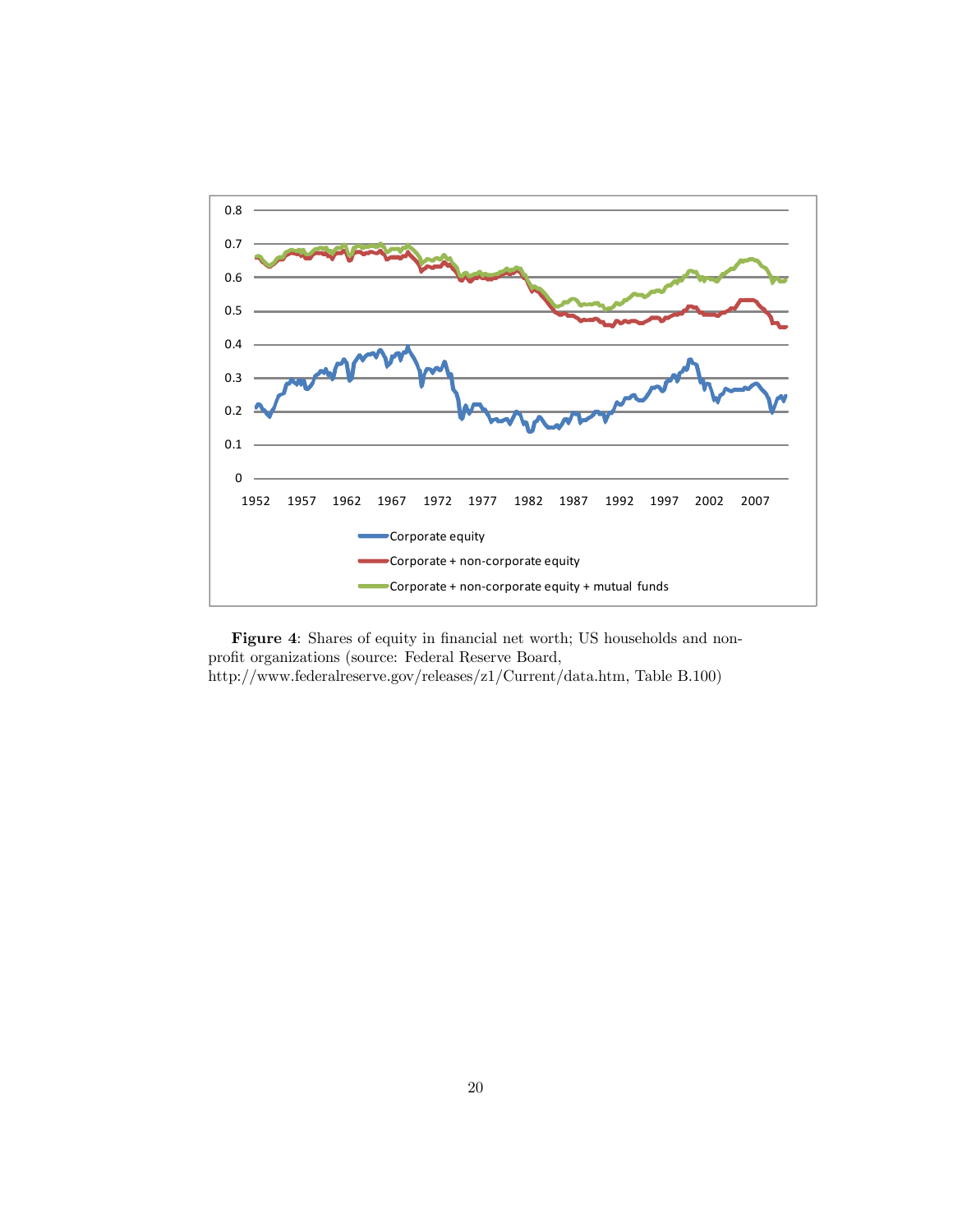0.8
0.7
0.6
0.5
0.4
0.3
0.2
0.1
0

1952 1957 1962 1967 1972 1977 1982 1987 1992 1997 2002 2007

Corporate equity
Corporate + non-corporate equity
Corporate + non-corporate equity + mutual funds

**Figure 4**: Shares of equity in financial net worth; US households and non-profit organizations (source: Federal Reserve Board, http://www.federalreserve.gov/releases/z1/Current/data.htm, Table B.100)